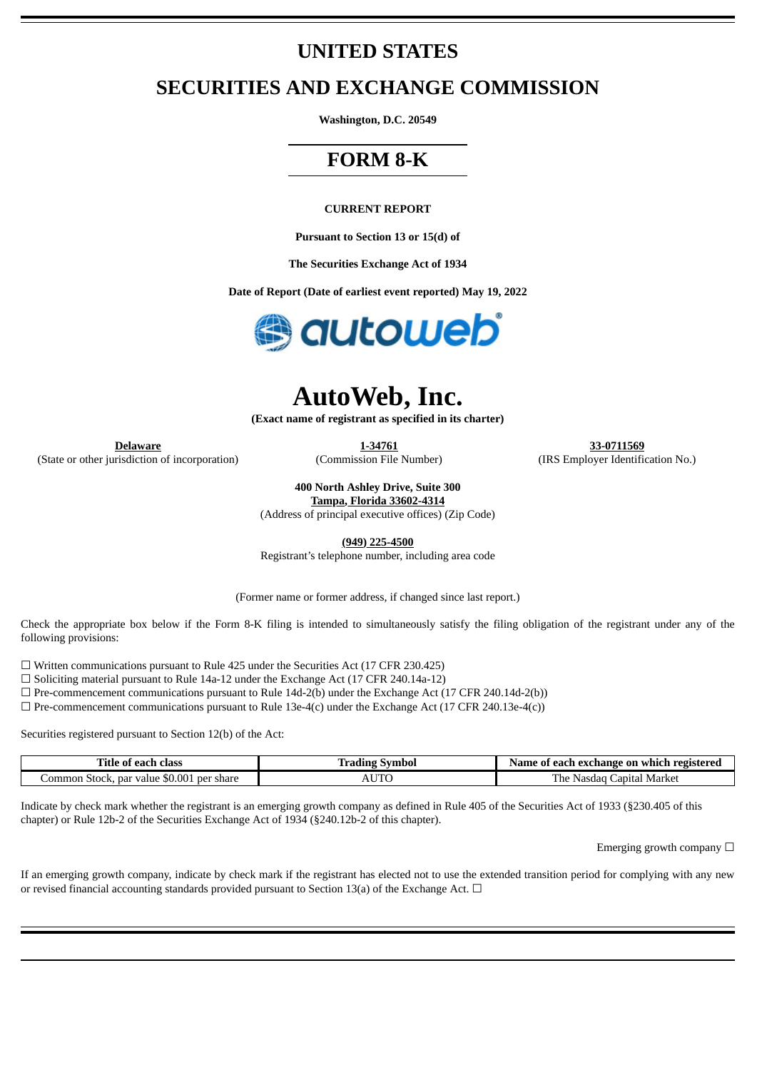# UNITED STATES

# SECURITIES AND EXCHANGE COMMISSION

**Washington, D.C. 20549**

## FORM 8-K

**CURRENT REPORT**

**Pursuant to Section 13 or 15(d) of**

**The Securities Exchange Act of 1934**

**Date of Report (Date of earliest event reported) May 19, 2022**

# AutoWeb, Inc.

**(Exact name of registrant as specified in its charter)**

| **Delaware** | **1-34761** | **33-0711569** |
|---|---|---|
| (State or other jurisdiction of incorporation) | (Commission File Number) | (IRS Employer Identification No.) |

**400 North Ashley Drive, Suite 300**
**Tampa, Florida 33602-4314**
(Address of principal executive offices) (Zip Code)

**(949) 225-4500**
Registrant's telephone number, including area code

(Former name or former address, if changed since last report.)

Check the appropriate box below if the Form 8-K filing is intended to simultaneously satisfy the filing obligation of the registrant under any of the following provisions:

☐ Written communications pursuant to Rule 425 under the Securities Act (17 CFR 230.425)
☐ Soliciting material pursuant to Rule 14a-12 under the Exchange Act (17 CFR 240.14a-12)
☐ Pre-commencement communications pursuant to Rule 14d-2(b) under the Exchange Act (17 CFR 240.14d-2(b))
☐ Pre-commencement communications pursuant to Rule 13e-4(c) under the Exchange Act (17 CFR 240.13e-4(c))

Securities registered pursuant to Section 12(b) of the Act:

| Title of each class | Trading Symbol | Name of each exchange on which registered |
|---|---|---|
| Common Stock, par value $0.001 per share | AUTO | The Nasdaq Capital Market |

Indicate by check mark whether the registrant is an emerging growth company as defined in Rule 405 of the Securities Act of 1933 (§230.405 of this chapter) or Rule 12b-2 of the Securities Exchange Act of 1934 (§240.12b-2 of this chapter).

Emerging growth company ☐

If an emerging growth company, indicate by check mark if the registrant has elected not to use the extended transition period for complying with any new or revised financial accounting standards provided pursuant to Section 13(a) of the Exchange Act. ☐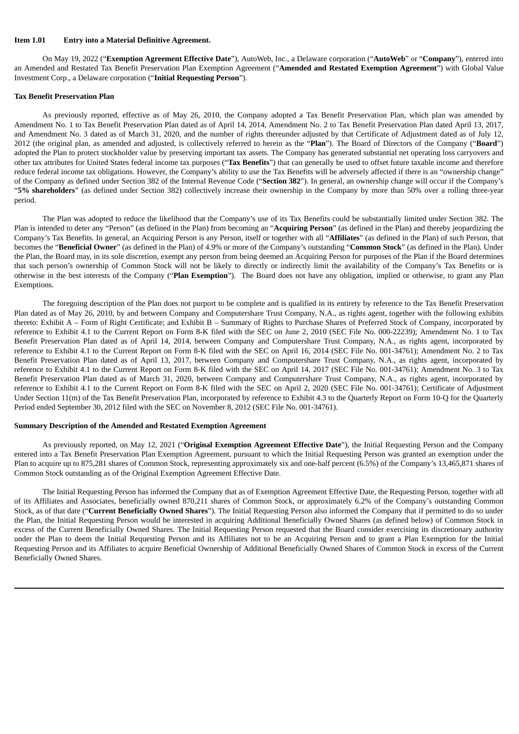**Item 1.01 Entry into a Material Definitive Agreement.**

On May 19, 2022 ("**Exemption Agreement Effective Date**"), AutoWeb, Inc., a Delaware corporation ("**AutoWeb**" or "**Company**"), entered into an Amended and Restated Tax Benefit Preservation Plan Exemption Agreement ("**Amended and Restated Exemption Agreement**") with Global Value Investment Corp., a Delaware corporation ("**Initial Requesting Person**").

**Tax Benefit Preservation Plan**

As previously reported, effective as of May 26, 2010, the Company adopted a Tax Benefit Preservation Plan, which plan was amended by Amendment No. 1 to Tax Benefit Preservation Plan dated as of April 14, 2014, Amendment No. 2 to Tax Benefit Preservation Plan dated April 13, 2017, and Amendment No. 3 dated as of March 31, 2020, and the number of rights thereunder adjusted by that Certificate of Adjustment dated as of July 12, 2012 (the original plan, as amended and adjusted, is collectively referred to herein as the "**Plan**"). The Board of Directors of the Company ("**Board**") adopted the Plan to protect stockholder value by preserving important tax assets. The Company has generated substantial net operating loss carryovers and other tax attributes for United States federal income tax purposes ("**Tax Benefits**") that can generally be used to offset future taxable income and therefore reduce federal income tax obligations. However, the Company's ability to use the Tax Benefits will be adversely affected if there is an "ownership change" of the Company as defined under Section 382 of the Internal Revenue Code ("**Section 382**"). In general, an ownership change will occur if the Company's "**5% shareholders**" (as defined under Section 382) collectively increase their ownership in the Company by more than 50% over a rolling three-year period.

The Plan was adopted to reduce the likelihood that the Company's use of its Tax Benefits could be substantially limited under Section 382. The Plan is intended to deter any "Person" (as defined in the Plan) from becoming an "**Acquiring Person**" (as defined in the Plan) and thereby jeopardizing the Company's Tax Benefits. In general, an Acquiring Person is any Person, itself or together with all "**Affiliates**" (as defined in the Plan) of such Person, that becomes the "**Beneficial Owner**" (as defined in the Plan) of 4.9% or more of the Company's outstanding "**Common Stock**" (as defined in the Plan). Under the Plan, the Board may, in its sole discretion, exempt any person from being deemed an Acquiring Person for purposes of the Plan if the Board determines that such person's ownership of Common Stock will not be likely to directly or indirectly limit the availability of the Company's Tax Benefits or is otherwise in the best interests of the Company ("**Plan Exemption**"). The Board does not have any obligation, implied or otherwise, to grant any Plan Exemptions.

The foregoing description of the Plan does not purport to be complete and is qualified in its entirety by reference to the Tax Benefit Preservation Plan dated as of May 26, 2010, by and between Company and Computershare Trust Company, N.A., as rights agent, together with the following exhibits thereto: Exhibit A – Form of Right Certificate; and Exhibit B – Summary of Rights to Purchase Shares of Preferred Stock of Company, incorporated by reference to Exhibit 4.1 to the Current Report on Form 8-K filed with the SEC on June 2, 2010 (SEC File No. 000-22239); Amendment No. 1 to Tax Benefit Preservation Plan dated as of April 14, 2014, between Company and Computershare Trust Company, N.A., as rights agent, incorporated by reference to Exhibit 4.1 to the Current Report on Form 8-K filed with the SEC on April 16, 2014 (SEC File No. 001-34761); Amendment No. 2 to Tax Benefit Preservation Plan dated as of April 13, 2017, between Company and Computershare Trust Company, N.A., as rights agent, incorporated by reference to Exhibit 4.1 to the Current Report on Form 8-K filed with the SEC on April 14, 2017 (SEC File No. 001-34761); Amendment No. 3 to Tax Benefit Preservation Plan dated as of March 31, 2020, between Company and Computershare Trust Company, N.A., as rights agent, incorporated by reference to Exhibit 4.1 to the Current Report on Form 8-K filed with the SEC on April 2, 2020 (SEC File No. 001-34761); Certificate of Adjustment Under Section 11(m) of the Tax Benefit Preservation Plan, incorporated by reference to Exhibit 4.3 to the Quarterly Report on Form 10-Q for the Quarterly Period ended September 30, 2012 filed with the SEC on November 8, 2012 (SEC File No. 001-34761).

**Summary Description of the Amended and Restated Exemption Agreement**

As previously reported, on May 12, 2021 ("**Original Exemption Agreement Effective Date**"), the Initial Requesting Person and the Company entered into a Tax Benefit Preservation Plan Exemption Agreement, pursuant to which the Initial Requesting Person was granted an exemption under the Plan to acquire up to 875,281 shares of Common Stock, representing approximately six and one-half percent (6.5%) of the Company's 13,465,871 shares of Common Stock outstanding as of the Original Exemption Agreement Effective Date.

The Initial Requesting Person has informed the Company that as of Exemption Agreement Effective Date, the Requesting Person, together with all of its Affiliates and Associates, beneficially owned 870,211 shares of Common Stock, or approximately 6.2% of the Company's outstanding Common Stock, as of that date ("**Current Beneficially Owned Shares**"). The Initial Requesting Person also informed the Company that if permitted to do so under the Plan, the Initial Requesting Person would be interested in acquiring Additional Beneficially Owned Shares (as defined below) of Common Stock in excess of the Current Beneficially Owned Shares. The Initial Requesting Person requested that the Board consider exercising its discretionary authority under the Plan to deem the Initial Requesting Person and its Affiliates not to be an Acquiring Person and to grant a Plan Exemption for the Initial Requesting Person and its Affiliates to acquire Beneficial Ownership of Additional Beneficially Owned Shares of Common Stock in excess of the Current Beneficially Owned Shares.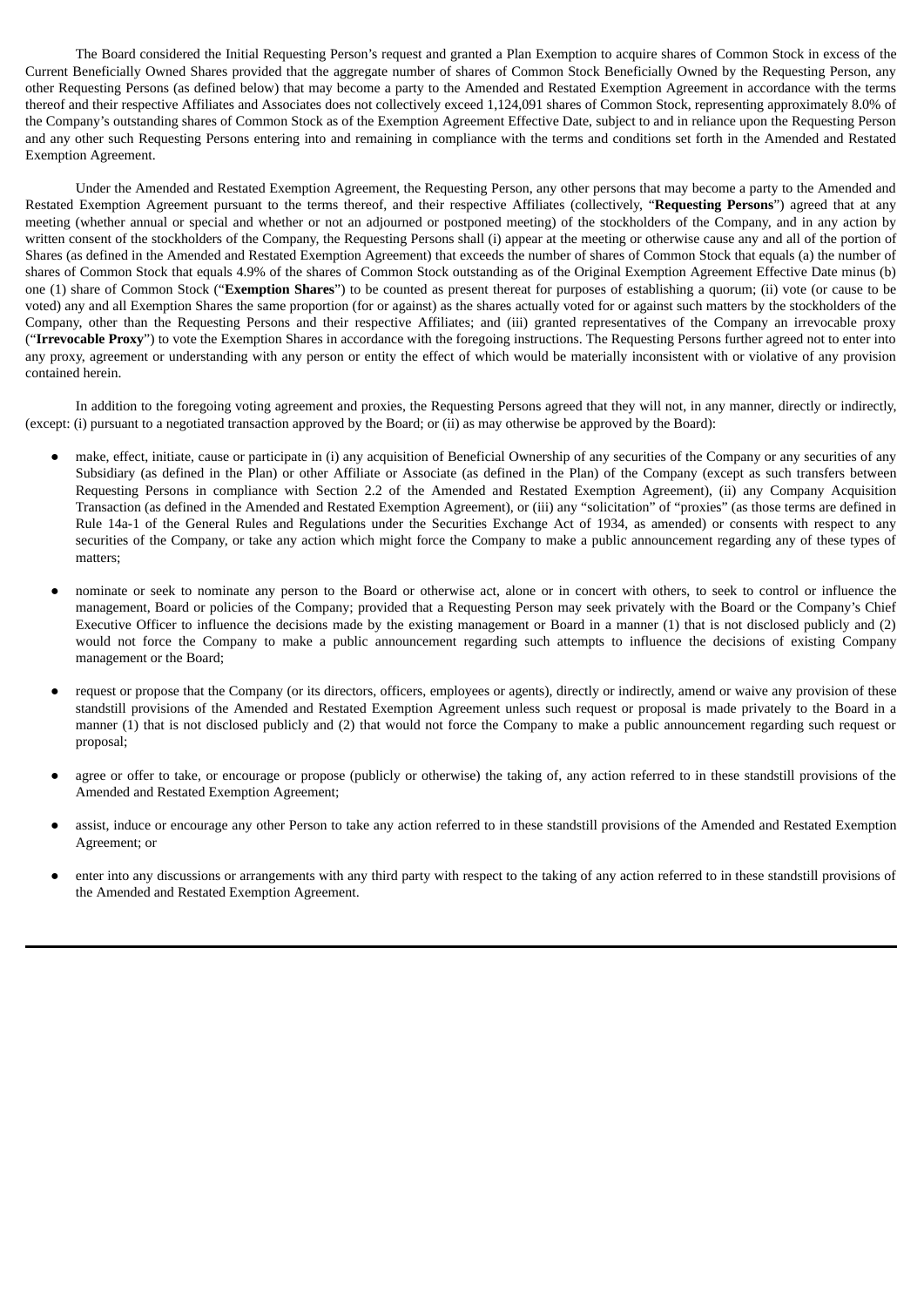The Board considered the Initial Requesting Person's request and granted a Plan Exemption to acquire shares of Common Stock in excess of the Current Beneficially Owned Shares provided that the aggregate number of shares of Common Stock Beneficially Owned by the Requesting Person, any other Requesting Persons (as defined below) that may become a party to the Amended and Restated Exemption Agreement in accordance with the terms thereof and their respective Affiliates and Associates does not collectively exceed 1,124,091 shares of Common Stock, representing approximately 8.0% of the Company's outstanding shares of Common Stock as of the Exemption Agreement Effective Date, subject to and in reliance upon the Requesting Person and any other such Requesting Persons entering into and remaining in compliance with the terms and conditions set forth in the Amended and Restated Exemption Agreement.

Under the Amended and Restated Exemption Agreement, the Requesting Person, any other persons that may become a party to the Amended and Restated Exemption Agreement pursuant to the terms thereof, and their respective Affiliates (collectively, "**Requesting Persons**") agreed that at any meeting (whether annual or special and whether or not an adjourned or postponed meeting) of the stockholders of the Company, and in any action by written consent of the stockholders of the Company, the Requesting Persons shall (i) appear at the meeting or otherwise cause any and all of the portion of Shares (as defined in the Amended and Restated Exemption Agreement) that exceeds the number of shares of Common Stock that equals (a) the number of shares of Common Stock that equals 4.9% of the shares of Common Stock outstanding as of the Original Exemption Agreement Effective Date minus (b) one (1) share of Common Stock ("**Exemption Shares**") to be counted as present thereat for purposes of establishing a quorum; (ii) vote (or cause to be voted) any and all Exemption Shares the same proportion (for or against) as the shares actually voted for or against such matters by the stockholders of the Company, other than the Requesting Persons and their respective Affiliates; and (iii) granted representatives of the Company an irrevocable proxy ("**Irrevocable Proxy**") to vote the Exemption Shares in accordance with the foregoing instructions. The Requesting Persons further agreed not to enter into any proxy, agreement or understanding with any person or entity the effect of which would be materially inconsistent with or violative of any provision contained herein.

In addition to the foregoing voting agreement and proxies, the Requesting Persons agreed that they will not, in any manner, directly or indirectly, (except: (i) pursuant to a negotiated transaction approved by the Board; or (ii) as may otherwise be approved by the Board):

- make, effect, initiate, cause or participate in (i) any acquisition of Beneficial Ownership of any securities of the Company or any securities of any Subsidiary (as defined in the Plan) or other Affiliate or Associate (as defined in the Plan) of the Company (except as such transfers between Requesting Persons in compliance with Section 2.2 of the Amended and Restated Exemption Agreement), (ii) any Company Acquisition Transaction (as defined in the Amended and Restated Exemption Agreement), or (iii) any "solicitation" of "proxies" (as those terms are defined in Rule 14a-1 of the General Rules and Regulations under the Securities Exchange Act of 1934, as amended) or consents with respect to any securities of the Company, or take any action which might force the Company to make a public announcement regarding any of these types of matters;

- nominate or seek to nominate any person to the Board or otherwise act, alone or in concert with others, to seek to control or influence the management, Board or policies of the Company; provided that a Requesting Person may seek privately with the Board or the Company's Chief Executive Officer to influence the decisions made by the existing management or Board in a manner (1) that is not disclosed publicly and (2) would not force the Company to make a public announcement regarding such attempts to influence the decisions of existing Company management or the Board;

- request or propose that the Company (or its directors, officers, employees or agents), directly or indirectly, amend or waive any provision of these standstill provisions of the Amended and Restated Exemption Agreement unless such request or proposal is made privately to the Board in a manner (1) that is not disclosed publicly and (2) that would not force the Company to make a public announcement regarding such request or proposal;

- agree or offer to take, or encourage or propose (publicly or otherwise) the taking of, any action referred to in these standstill provisions of the Amended and Restated Exemption Agreement;

- assist, induce or encourage any other Person to take any action referred to in these standstill provisions of the Amended and Restated Exemption Agreement; or

- enter into any discussions or arrangements with any third party with respect to the taking of any action referred to in these standstill provisions of the Amended and Restated Exemption Agreement.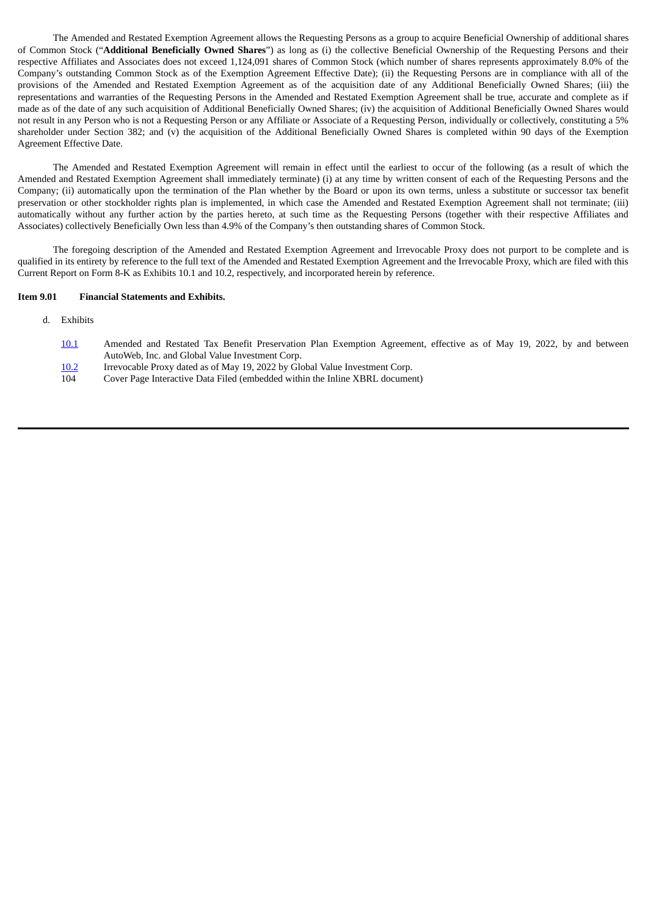The Amended and Restated Exemption Agreement allows the Requesting Persons as a group to acquire Beneficial Ownership of additional shares of Common Stock ("**Additional Beneficially Owned Shares**") as long as (i) the collective Beneficial Ownership of the Requesting Persons and their respective Affiliates and Associates does not exceed 1,124,091 shares of Common Stock (which number of shares represents approximately 8.0% of the Company's outstanding Common Stock as of the Exemption Agreement Effective Date); (ii) the Requesting Persons are in compliance with all of the provisions of the Amended and Restated Exemption Agreement as of the acquisition date of any Additional Beneficially Owned Shares; (iii) the representations and warranties of the Requesting Persons in the Amended and Restated Exemption Agreement shall be true, accurate and complete as if made as of the date of any such acquisition of Additional Beneficially Owned Shares; (iv) the acquisition of Additional Beneficially Owned Shares would not result in any Person who is not a Requesting Person or any Affiliate or Associate of a Requesting Person, individually or collectively, constituting a 5% shareholder under Section 382; and (v) the acquisition of the Additional Beneficially Owned Shares is completed within 90 days of the Exemption Agreement Effective Date.

The Amended and Restated Exemption Agreement will remain in effect until the earliest to occur of the following (as a result of which the Amended and Restated Exemption Agreement shall immediately terminate) (i) at any time by written consent of each of the Requesting Persons and the Company; (ii) automatically upon the termination of the Plan whether by the Board or upon its own terms, unless a substitute or successor tax benefit preservation or other stockholder rights plan is implemented, in which case the Amended and Restated Exemption Agreement shall not terminate; (iii) automatically without any further action by the parties hereto, at such time as the Requesting Persons (together with their respective Affiliates and Associates) collectively Beneficially Own less than 4.9% of the Company's then outstanding shares of Common Stock.

The foregoing description of the Amended and Restated Exemption Agreement and Irrevocable Proxy does not purport to be complete and is qualified in its entirety by reference to the full text of the Amended and Restated Exemption Agreement and the Irrevocable Proxy, which are filed with this Current Report on Form 8-K as Exhibits 10.1 and 10.2, respectively, and incorporated herein by reference.

**Item 9.01 Financial Statements and Exhibits.**

d. Exhibits

| | |
|---|---|
| 10.1 | Amended and Restated Tax Benefit Preservation Plan Exemption Agreement, effective as of May 19, 2022, by and between AutoWeb, Inc. and Global Value Investment Corp. |
| 10.2 | Irrevocable Proxy dated as of May 19, 2022 by Global Value Investment Corp. |
| 104 | Cover Page Interactive Data Filed (embedded within the Inline XBRL document) |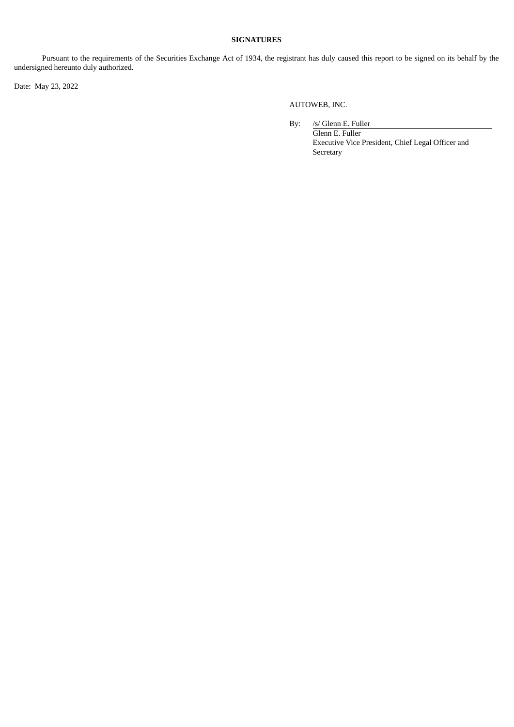**SIGNATURES**

Pursuant to the requirements of the Securities Exchange Act of 1934, the registrant has duly caused this report to be signed on its behalf by the undersigned hereunto duly authorized.

Date: May 23, 2022

AUTOWEB, INC.

By: /s/ Glenn E. Fuller
Glenn E. Fuller
Executive Vice President, Chief Legal Officer and Secretary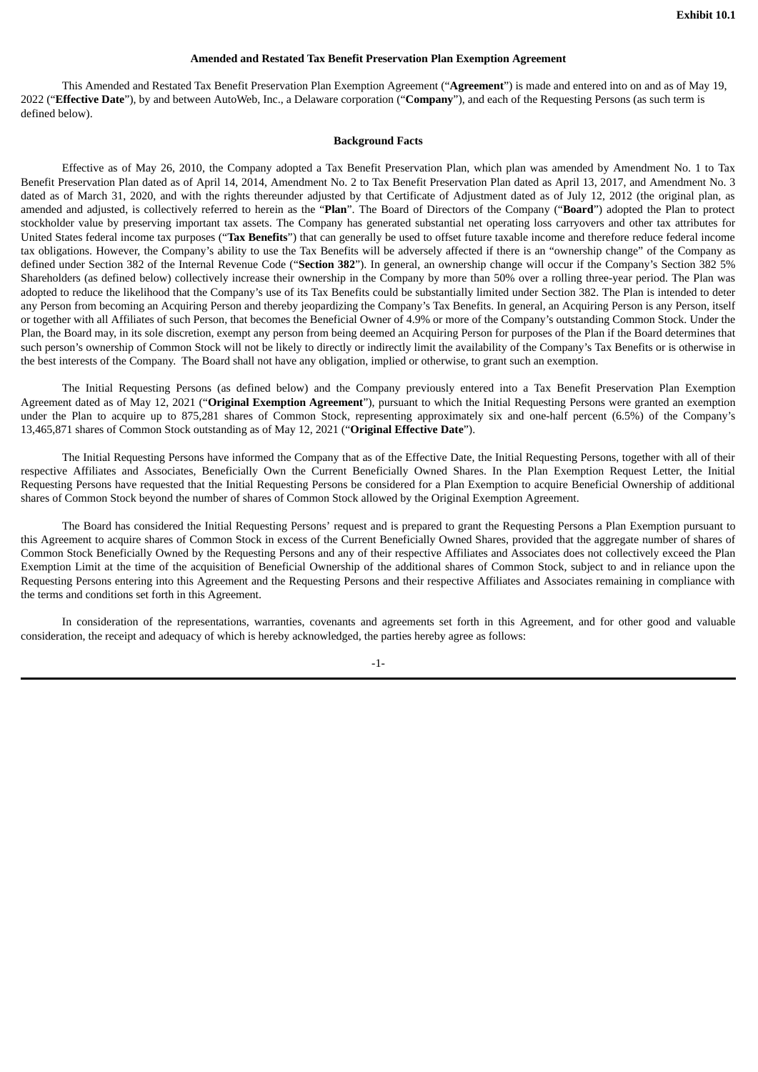Exhibit 10.1

**Amended and Restated Tax Benefit Preservation Plan Exemption Agreement**

This Amended and Restated Tax Benefit Preservation Plan Exemption Agreement ("**Agreement**") is made and entered into on and as of May 19, 2022 ("**Effective Date**"), by and between AutoWeb, Inc., a Delaware corporation ("**Company**"), and each of the Requesting Persons (as such term is defined below).

**Background Facts**

Effective as of May 26, 2010, the Company adopted a Tax Benefit Preservation Plan, which plan was amended by Amendment No. 1 to Tax Benefit Preservation Plan dated as of April 14, 2014, Amendment No. 2 to Tax Benefit Preservation Plan dated as April 13, 2017, and Amendment No. 3 dated as of March 31, 2020, and with the rights thereunder adjusted by that Certificate of Adjustment dated as of July 12, 2012 (the original plan, as amended and adjusted, is collectively referred to herein as the "**Plan**". The Board of Directors of the Company ("**Board**") adopted the Plan to protect stockholder value by preserving important tax assets. The Company has generated substantial net operating loss carryovers and other tax attributes for United States federal income tax purposes ("**Tax Benefits**") that can generally be used to offset future taxable income and therefore reduce federal income tax obligations. However, the Company's ability to use the Tax Benefits will be adversely affected if there is an "ownership change" of the Company as defined under Section 382 of the Internal Revenue Code ("**Section 382**"). In general, an ownership change will occur if the Company's Section 382 5% Shareholders (as defined below) collectively increase their ownership in the Company by more than 50% over a rolling three-year period. The Plan was adopted to reduce the likelihood that the Company's use of its Tax Benefits could be substantially limited under Section 382. The Plan is intended to deter any Person from becoming an Acquiring Person and thereby jeopardizing the Company's Tax Benefits. In general, an Acquiring Person is any Person, itself or together with all Affiliates of such Person, that becomes the Beneficial Owner of 4.9% or more of the Company's outstanding Common Stock. Under the Plan, the Board may, in its sole discretion, exempt any person from being deemed an Acquiring Person for purposes of the Plan if the Board determines that such person's ownership of Common Stock will not be likely to directly or indirectly limit the availability of the Company's Tax Benefits or is otherwise in the best interests of the Company. The Board shall not have any obligation, implied or otherwise, to grant such an exemption.

The Initial Requesting Persons (as defined below) and the Company previously entered into a Tax Benefit Preservation Plan Exemption Agreement dated as of May 12, 2021 ("**Original Exemption Agreement**"), pursuant to which the Initial Requesting Persons were granted an exemption under the Plan to acquire up to 875,281 shares of Common Stock, representing approximately six and one-half percent (6.5%) of the Company's 13,465,871 shares of Common Stock outstanding as of May 12, 2021 ("**Original Effective Date**").

The Initial Requesting Persons have informed the Company that as of the Effective Date, the Initial Requesting Persons, together with all of their respective Affiliates and Associates, Beneficially Own the Current Beneficially Owned Shares. In the Plan Exemption Request Letter, the Initial Requesting Persons have requested that the Initial Requesting Persons be considered for a Plan Exemption to acquire Beneficial Ownership of additional shares of Common Stock beyond the number of shares of Common Stock allowed by the Original Exemption Agreement.

The Board has considered the Initial Requesting Persons' request and is prepared to grant the Requesting Persons a Plan Exemption pursuant to this Agreement to acquire shares of Common Stock in excess of the Current Beneficially Owned Shares, provided that the aggregate number of shares of Common Stock Beneficially Owned by the Requesting Persons and any of their respective Affiliates and Associates does not collectively exceed the Plan Exemption Limit at the time of the acquisition of Beneficial Ownership of the additional shares of Common Stock, subject to and in reliance upon the Requesting Persons entering into this Agreement and the Requesting Persons and their respective Affiliates and Associates remaining in compliance with the terms and conditions set forth in this Agreement.

In consideration of the representations, warranties, covenants and agreements set forth in this Agreement, and for other good and valuable consideration, the receipt and adequacy of which is hereby acknowledged, the parties hereby agree as follows: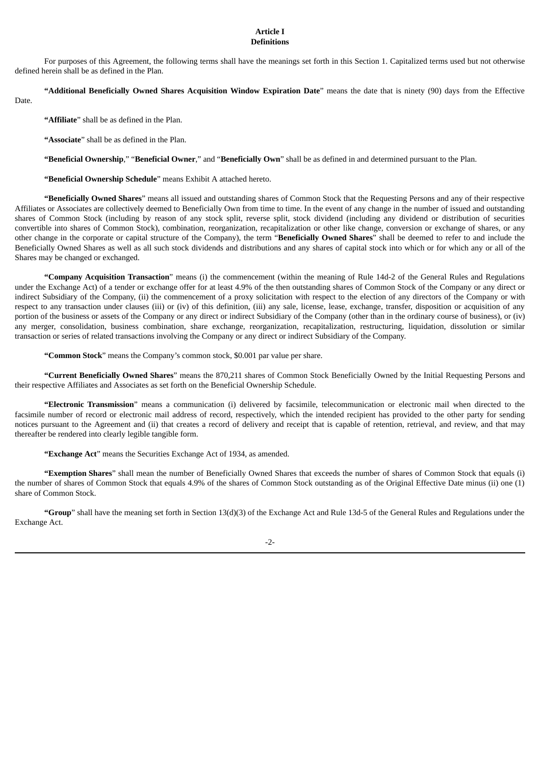**Article I**
**Definitions**

For purposes of this Agreement, the following terms shall have the meanings set forth in this Section 1. Capitalized terms used but not otherwise defined herein shall be as defined in the Plan.

"**Additional Beneficially Owned Shares Acquisition Window Expiration Date**" means the date that is ninety (90) days from the Effective Date.

"**Affiliate**" shall be as defined in the Plan.

"**Associate**" shall be as defined in the Plan.

"**Beneficial Ownership**," "**Beneficial Owner**," and "**Beneficially Own**" shall be as defined in and determined pursuant to the Plan.

"**Beneficial Ownership Schedule**" means Exhibit A attached hereto.

"**Beneficially Owned Shares**" means all issued and outstanding shares of Common Stock that the Requesting Persons and any of their respective Affiliates or Associates are collectively deemed to Beneficially Own from time to time. In the event of any change in the number of issued and outstanding shares of Common Stock (including by reason of any stock split, reverse split, stock dividend (including any dividend or distribution of securities convertible into shares of Common Stock), combination, reorganization, recapitalization or other like change, conversion or exchange of shares, or any other change in the corporate or capital structure of the Company), the term "**Beneficially Owned Shares**" shall be deemed to refer to and include the Beneficially Owned Shares as well as all such stock dividends and distributions and any shares of capital stock into which or for which any or all of the Shares may be changed or exchanged.

"**Company Acquisition Transaction**" means (i) the commencement (within the meaning of Rule 14d-2 of the General Rules and Regulations under the Exchange Act) of a tender or exchange offer for at least 4.9% of the then outstanding shares of Common Stock of the Company or any direct or indirect Subsidiary of the Company, (ii) the commencement of a proxy solicitation with respect to the election of any directors of the Company or with respect to any transaction under clauses (iii) or (iv) of this definition, (iii) any sale, license, lease, exchange, transfer, disposition or acquisition of any portion of the business or assets of the Company or any direct or indirect Subsidiary of the Company (other than in the ordinary course of business), or (iv) any merger, consolidation, business combination, share exchange, reorganization, recapitalization, restructuring, liquidation, dissolution or similar transaction or series of related transactions involving the Company or any direct or indirect Subsidiary of the Company.

"**Common Stock**" means the Company's common stock, $0.001 par value per share.

"**Current Beneficially Owned Shares**" means the 870,211 shares of Common Stock Beneficially Owned by the Initial Requesting Persons and their respective Affiliates and Associates as set forth on the Beneficial Ownership Schedule.

"**Electronic Transmission**" means a communication (i) delivered by facsimile, telecommunication or electronic mail when directed to the facsimile number of record or electronic mail address of record, respectively, which the intended recipient has provided to the other party for sending notices pursuant to the Agreement and (ii) that creates a record of delivery and receipt that is capable of retention, retrieval, and review, and that may thereafter be rendered into clearly legible tangible form.

"**Exchange Act**" means the Securities Exchange Act of 1934, as amended.

"**Exemption Shares**" shall mean the number of Beneficially Owned Shares that exceeds the number of shares of Common Stock that equals (i) the number of shares of Common Stock that equals 4.9% of the shares of Common Stock outstanding as of the Original Effective Date minus (ii) one (1) share of Common Stock.

"**Group**" shall have the meaning set forth in Section 13(d)(3) of the Exchange Act and Rule 13d-5 of the General Rules and Regulations under the Exchange Act.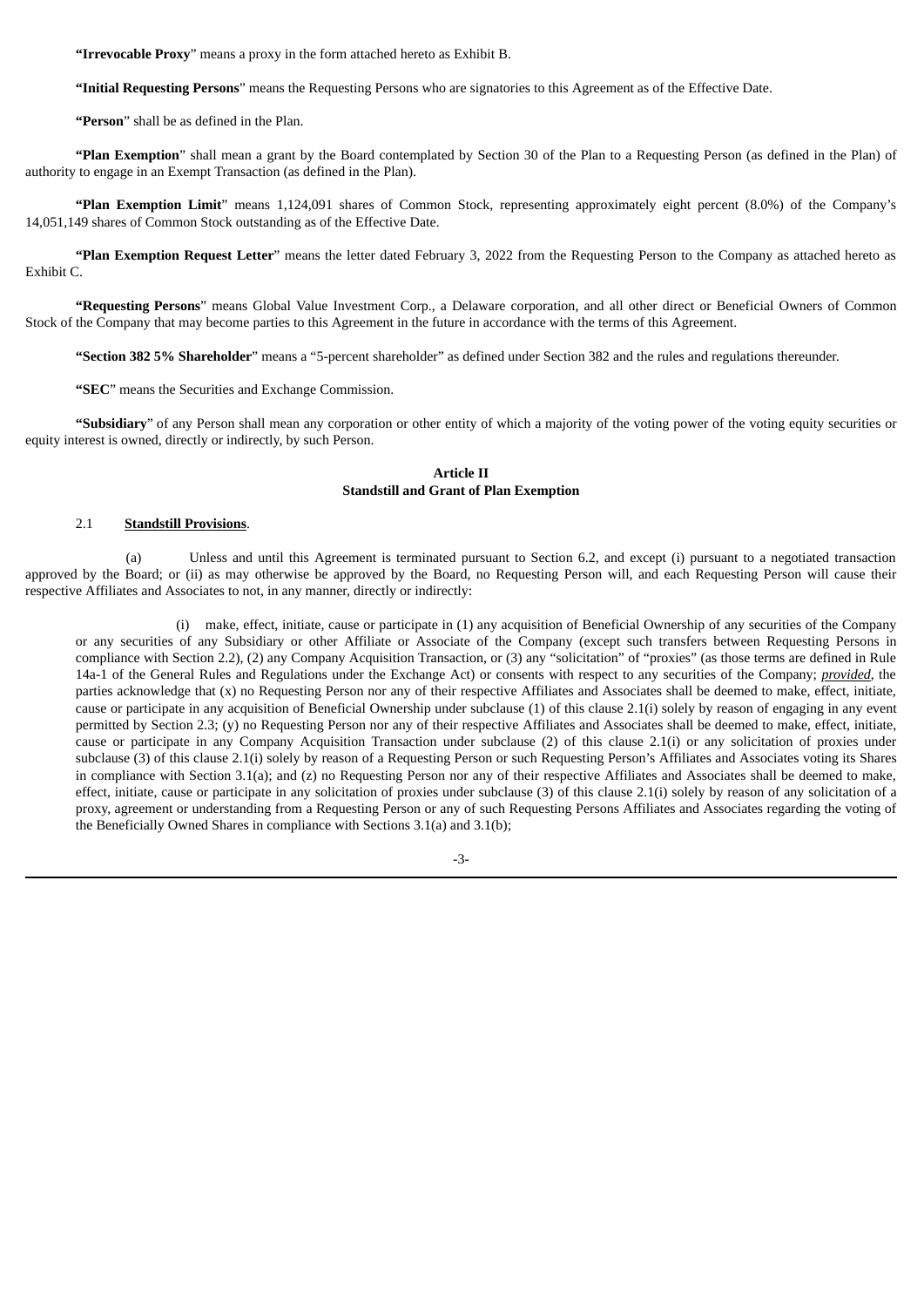**"Irrevocable Proxy**" means a proxy in the form attached hereto as Exhibit B.

**"Initial Requesting Persons**" means the Requesting Persons who are signatories to this Agreement as of the Effective Date.

**"Person**" shall be as defined in the Plan.

**"Plan Exemption**" shall mean a grant by the Board contemplated by Section 30 of the Plan to a Requesting Person (as defined in the Plan) of authority to engage in an Exempt Transaction (as defined in the Plan).

**"Plan Exemption Limit**" means 1,124,091 shares of Common Stock, representing approximately eight percent (8.0%) of the Company's 14,051,149 shares of Common Stock outstanding as of the Effective Date.

**"Plan Exemption Request Letter**" means the letter dated February 3, 2022 from the Requesting Person to the Company as attached hereto as Exhibit C.

**"Requesting Persons**" means Global Value Investment Corp., a Delaware corporation, and all other direct or Beneficial Owners of Common Stock of the Company that may become parties to this Agreement in the future in accordance with the terms of this Agreement.

**"Section 382 5% Shareholder**" means a "5-percent shareholder" as defined under Section 382 and the rules and regulations thereunder.

**"SEC**" means the Securities and Exchange Commission.

**"Subsidiary**" of any Person shall mean any corporation or other entity of which a majority of the voting power of the voting equity securities or equity interest is owned, directly or indirectly, by such Person.

## Article II
## Standstill and Grant of Plan Exemption

2.1 **Standstill Provisions**.

(a) Unless and until this Agreement is terminated pursuant to Section 6.2, and except (i) pursuant to a negotiated transaction approved by the Board; or (ii) as may otherwise be approved by the Board, no Requesting Person will, and each Requesting Person will cause their respective Affiliates and Associates to not, in any manner, directly or indirectly:

(i) make, effect, initiate, cause or participate in (1) any acquisition of Beneficial Ownership of any securities of the Company or any securities of any Subsidiary or other Affiliate or Associate of the Company (except such transfers between Requesting Persons in compliance with Section 2.2), (2) any Company Acquisition Transaction, or (3) any "solicitation" of "proxies" (as those terms are defined in Rule 14a-1 of the General Rules and Regulations under the Exchange Act) or consents with respect to any securities of the Company; ***provided***, the parties acknowledge that (x) no Requesting Person nor any of their respective Affiliates and Associates shall be deemed to make, effect, initiate, cause or participate in any acquisition of Beneficial Ownership under subclause (1) of this clause 2.1(i) solely by reason of engaging in any event permitted by Section 2.3; (y) no Requesting Person nor any of their respective Affiliates and Associates shall be deemed to make, effect, initiate, cause or participate in any Company Acquisition Transaction under subclause (2) of this clause 2.1(i) or any solicitation of proxies under subclause (3) of this clause 2.1(i) solely by reason of a Requesting Person or such Requesting Person's Affiliates and Associates voting its Shares in compliance with Section 3.1(a); and (z) no Requesting Person nor any of their respective Affiliates and Associates shall be deemed to make, effect, initiate, cause or participate in any solicitation of proxies under subclause (3) of this clause 2.1(i) solely by reason of any solicitation of a proxy, agreement or understanding from a Requesting Person or any of such Requesting Persons Affiliates and Associates regarding the voting of the Beneficially Owned Shares in compliance with Sections 3.1(a) and 3.1(b);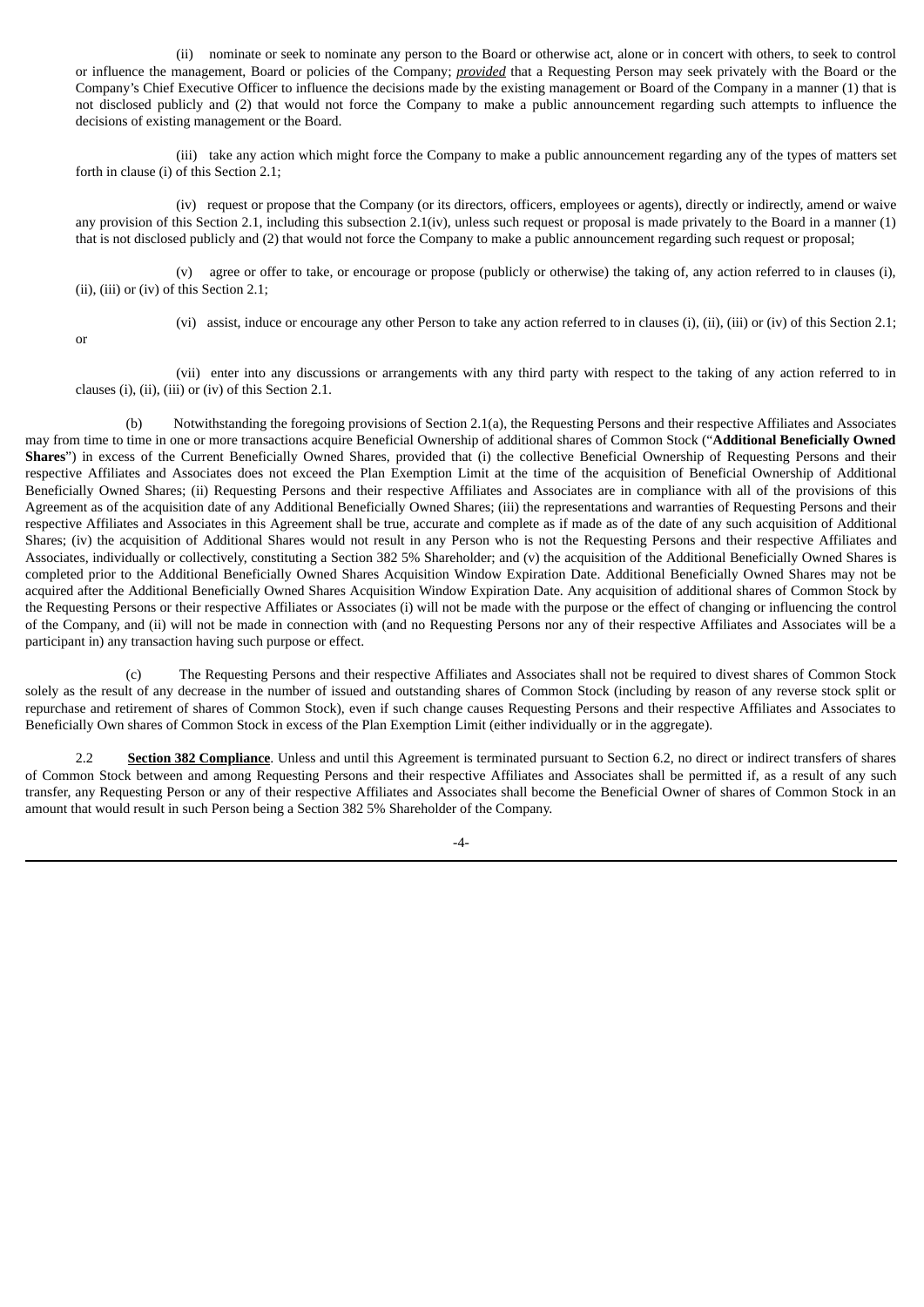(ii) nominate or seek to nominate any person to the Board or otherwise act, alone or in concert with others, to seek to control or influence the management, Board or policies of the Company; ***provided*** that a Requesting Person may seek privately with the Board or the Company's Chief Executive Officer to influence the decisions made by the existing management or Board of the Company in a manner (1) that is not disclosed publicly and (2) that would not force the Company to make a public announcement regarding such attempts to influence the decisions of existing management or the Board.

(iii) take any action which might force the Company to make a public announcement regarding any of the types of matters set forth in clause (i) of this Section 2.1;

(iv) request or propose that the Company (or its directors, officers, employees or agents), directly or indirectly, amend or waive any provision of this Section 2.1, including this subsection 2.1(iv), unless such request or proposal is made privately to the Board in a manner (1) that is not disclosed publicly and (2) that would not force the Company to make a public announcement regarding such request or proposal;

(v) agree or offer to take, or encourage or propose (publicly or otherwise) the taking of, any action referred to in clauses (i), (ii), (iii) or (iv) of this Section 2.1;

(vi) assist, induce or encourage any other Person to take any action referred to in clauses (i), (ii), (iii) or (iv) of this Section 2.1; or

(vii) enter into any discussions or arrangements with any third party with respect to the taking of any action referred to in clauses (i), (ii), (iii) or (iv) of this Section 2.1.

(b) Notwithstanding the foregoing provisions of Section 2.1(a), the Requesting Persons and their respective Affiliates and Associates may from time to time in one or more transactions acquire Beneficial Ownership of additional shares of Common Stock ("**Additional Beneficially Owned Shares**") in excess of the Current Beneficially Owned Shares, provided that (i) the collective Beneficial Ownership of Requesting Persons and their respective Affiliates and Associates does not exceed the Plan Exemption Limit at the time of the acquisition of Beneficial Ownership of Additional Beneficially Owned Shares; (ii) Requesting Persons and their respective Affiliates and Associates are in compliance with all of the provisions of this Agreement as of the acquisition date of any Additional Beneficially Owned Shares; (iii) the representations and warranties of Requesting Persons and their respective Affiliates and Associates in this Agreement shall be true, accurate and complete as if made as of the date of any such acquisition of Additional Shares; (iv) the acquisition of Additional Shares would not result in any Person who is not the Requesting Persons and their respective Affiliates and Associates, individually or collectively, constituting a Section 382 5% Shareholder; and (v) the acquisition of the Additional Beneficially Owned Shares is completed prior to the Additional Beneficially Owned Shares Acquisition Window Expiration Date. Additional Beneficially Owned Shares may not be acquired after the Additional Beneficially Owned Shares Acquisition Window Expiration Date. Any acquisition of additional shares of Common Stock by the Requesting Persons or their respective Affiliates or Associates (i) will not be made with the purpose or the effect of changing or influencing the control of the Company, and (ii) will not be made in connection with (and no Requesting Persons nor any of their respective Affiliates and Associates will be a participant in) any transaction having such purpose or effect.

(c) The Requesting Persons and their respective Affiliates and Associates shall not be required to divest shares of Common Stock solely as the result of any decrease in the number of issued and outstanding shares of Common Stock (including by reason of any reverse stock split or repurchase and retirement of shares of Common Stock), even if such change causes Requesting Persons and their respective Affiliates and Associates to Beneficially Own shares of Common Stock in excess of the Plan Exemption Limit (either individually or in the aggregate).

2.2 **Section 382 Compliance**. Unless and until this Agreement is terminated pursuant to Section 6.2, no direct or indirect transfers of shares of Common Stock between and among Requesting Persons and their respective Affiliates and Associates shall be permitted if, as a result of any such transfer, any Requesting Person or any of their respective Affiliates and Associates shall become the Beneficial Owner of shares of Common Stock in an amount that would result in such Person being a Section 382 5% Shareholder of the Company.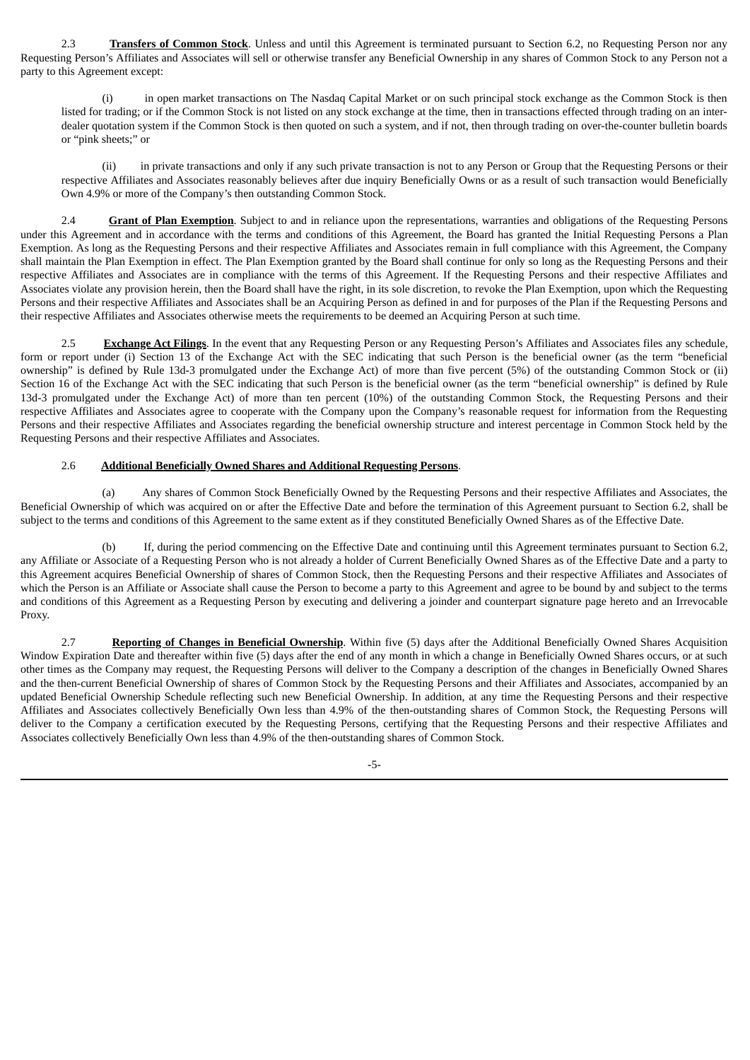2.3 **Transfers of Common Stock**. Unless and until this Agreement is terminated pursuant to Section 6.2, no Requesting Person nor any Requesting Person's Affiliates and Associates will sell or otherwise transfer any Beneficial Ownership in any shares of Common Stock to any Person not a party to this Agreement except:

(i) in open market transactions on The Nasdaq Capital Market or on such principal stock exchange as the Common Stock is then listed for trading; or if the Common Stock is not listed on any stock exchange at the time, then in transactions effected through trading on an inter-dealer quotation system if the Common Stock is then quoted on such a system, and if not, then through trading on over-the-counter bulletin boards or "pink sheets;" or

(ii) in private transactions and only if any such private transaction is not to any Person or Group that the Requesting Persons or their respective Affiliates and Associates reasonably believes after due inquiry Beneficially Owns or as a result of such transaction would Beneficially Own 4.9% or more of the Company's then outstanding Common Stock.

2.4 **Grant of Plan Exemption**. Subject to and in reliance upon the representations, warranties and obligations of the Requesting Persons under this Agreement and in accordance with the terms and conditions of this Agreement, the Board has granted the Initial Requesting Persons a Plan Exemption. As long as the Requesting Persons and their respective Affiliates and Associates remain in full compliance with this Agreement, the Company shall maintain the Plan Exemption in effect. The Plan Exemption granted by the Board shall continue for only so long as the Requesting Persons and their respective Affiliates and Associates are in compliance with the terms of this Agreement. If the Requesting Persons and their respective Affiliates and Associates violate any provision herein, then the Board shall have the right, in its sole discretion, to revoke the Plan Exemption, upon which the Requesting Persons and their respective Affiliates and Associates shall be an Acquiring Person as defined in and for purposes of the Plan if the Requesting Persons and their respective Affiliates and Associates otherwise meets the requirements to be deemed an Acquiring Person at such time.

2.5 **Exchange Act Filings**. In the event that any Requesting Person or any Requesting Person's Affiliates and Associates files any schedule, form or report under (i) Section 13 of the Exchange Act with the SEC indicating that such Person is the beneficial owner (as the term "beneficial ownership" is defined by Rule 13d-3 promulgated under the Exchange Act) of more than five percent (5%) of the outstanding Common Stock or (ii) Section 16 of the Exchange Act with the SEC indicating that such Person is the beneficial owner (as the term "beneficial ownership" is defined by Rule 13d-3 promulgated under the Exchange Act) of more than ten percent (10%) of the outstanding Common Stock, the Requesting Persons and their respective Affiliates and Associates agree to cooperate with the Company upon the Company's reasonable request for information from the Requesting Persons and their respective Affiliates and Associates regarding the beneficial ownership structure and interest percentage in Common Stock held by the Requesting Persons and their respective Affiliates and Associates.

2.6 **Additional Beneficially Owned Shares and Additional Requesting Persons**.

(a) Any shares of Common Stock Beneficially Owned by the Requesting Persons and their respective Affiliates and Associates, the Beneficial Ownership of which was acquired on or after the Effective Date and before the termination of this Agreement pursuant to Section 6.2, shall be subject to the terms and conditions of this Agreement to the same extent as if they constituted Beneficially Owned Shares as of the Effective Date.

(b) If, during the period commencing on the Effective Date and continuing until this Agreement terminates pursuant to Section 6.2, any Affiliate or Associate of a Requesting Person who is not already a holder of Current Beneficially Owned Shares as of the Effective Date and a party to this Agreement acquires Beneficial Ownership of shares of Common Stock, then the Requesting Persons and their respective Affiliates and Associates of which the Person is an Affiliate or Associate shall cause the Person to become a party to this Agreement and agree to be bound by and subject to the terms and conditions of this Agreement as a Requesting Person by executing and delivering a joinder and counterpart signature page hereto and an Irrevocable Proxy.

2.7 **Reporting of Changes in Beneficial Ownership**. Within five (5) days after the Additional Beneficially Owned Shares Acquisition Window Expiration Date and thereafter within five (5) days after the end of any month in which a change in Beneficially Owned Shares occurs, or at such other times as the Company may request, the Requesting Persons will deliver to the Company a description of the changes in Beneficially Owned Shares and the then-current Beneficial Ownership of shares of Common Stock by the Requesting Persons and their Affiliates and Associates, accompanied by an updated Beneficial Ownership Schedule reflecting such new Beneficial Ownership. In addition, at any time the Requesting Persons and their respective Affiliates and Associates collectively Beneficially Own less than 4.9% of the then-outstanding shares of Common Stock, the Requesting Persons will deliver to the Company a certification executed by the Requesting Persons, certifying that the Requesting Persons and their respective Affiliates and Associates collectively Beneficially Own less than 4.9% of the then-outstanding shares of Common Stock.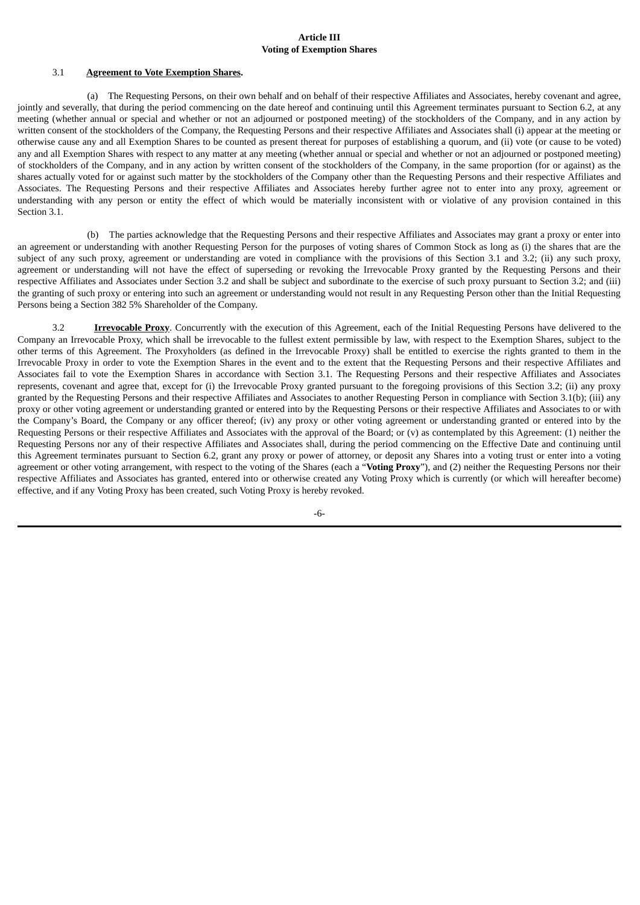# Article III
## Voting of Exemption Shares

3.1 **Agreement to Vote Exemption Shares.**

(a) The Requesting Persons, on their own behalf and on behalf of their respective Affiliates and Associates, hereby covenant and agree, jointly and severally, that during the period commencing on the date hereof and continuing until this Agreement terminates pursuant to Section 6.2, at any meeting (whether annual or special and whether or not an adjourned or postponed meeting) of the stockholders of the Company, and in any action by written consent of the stockholders of the Company, the Requesting Persons and their respective Affiliates and Associates shall (i) appear at the meeting or otherwise cause any and all Exemption Shares to be counted as present thereat for purposes of establishing a quorum, and (ii) vote (or cause to be voted) any and all Exemption Shares with respect to any matter at any meeting (whether annual or special and whether or not an adjourned or postponed meeting) of stockholders of the Company, and in any action by written consent of the stockholders of the Company, in the same proportion (for or against) as the shares actually voted for or against such matter by the stockholders of the Company other than the Requesting Persons and their respective Affiliates and Associates. The Requesting Persons and their respective Affiliates and Associates hereby further agree not to enter into any proxy, agreement or understanding with any person or entity the effect of which would be materially inconsistent with or violative of any provision contained in this Section 3.1.

(b) The parties acknowledge that the Requesting Persons and their respective Affiliates and Associates may grant a proxy or enter into an agreement or understanding with another Requesting Person for the purposes of voting shares of Common Stock as long as (i) the shares that are the subject of any such proxy, agreement or understanding are voted in compliance with the provisions of this Section 3.1 and 3.2; (ii) any such proxy, agreement or understanding will not have the effect of superseding or revoking the Irrevocable Proxy granted by the Requesting Persons and their respective Affiliates and Associates under Section 3.2 and shall be subject and subordinate to the exercise of such proxy pursuant to Section 3.2; and (iii) the granting of such proxy or entering into such an agreement or understanding would not result in any Requesting Person other than the Initial Requesting Persons being a Section 382 5% Shareholder of the Company.

3.2 **Irrevocable Proxy**. Concurrently with the execution of this Agreement, each of the Initial Requesting Persons have delivered to the Company an Irrevocable Proxy, which shall be irrevocable to the fullest extent permissible by law, with respect to the Exemption Shares, subject to the other terms of this Agreement. The Proxyholders (as defined in the Irrevocable Proxy) shall be entitled to exercise the rights granted to them in the Irrevocable Proxy in order to vote the Exemption Shares in the event and to the extent that the Requesting Persons and their respective Affiliates and Associates fail to vote the Exemption Shares in accordance with Section 3.1. The Requesting Persons and their respective Affiliates and Associates represents, covenant and agree that, except for (i) the Irrevocable Proxy granted pursuant to the foregoing provisions of this Section 3.2; (ii) any proxy granted by the Requesting Persons and their respective Affiliates and Associates to another Requesting Person in compliance with Section 3.1(b); (iii) any proxy or other voting agreement or understanding granted or entered into by the Requesting Persons or their respective Affiliates and Associates to or with the Company's Board, the Company or any officer thereof; (iv) any proxy or other voting agreement or understanding granted or entered into by the Requesting Persons or their respective Affiliates and Associates with the approval of the Board; or (v) as contemplated by this Agreement: (1) neither the Requesting Persons nor any of their respective Affiliates and Associates shall, during the period commencing on the Effective Date and continuing until this Agreement terminates pursuant to Section 6.2, grant any proxy or power of attorney, or deposit any Shares into a voting trust or enter into a voting agreement or other voting arrangement, with respect to the voting of the Shares (each a "**Voting Proxy**"), and (2) neither the Requesting Persons nor their respective Affiliates and Associates has granted, entered into or otherwise created any Voting Proxy which is currently (or which will hereafter become) effective, and if any Voting Proxy has been created, such Voting Proxy is hereby revoked.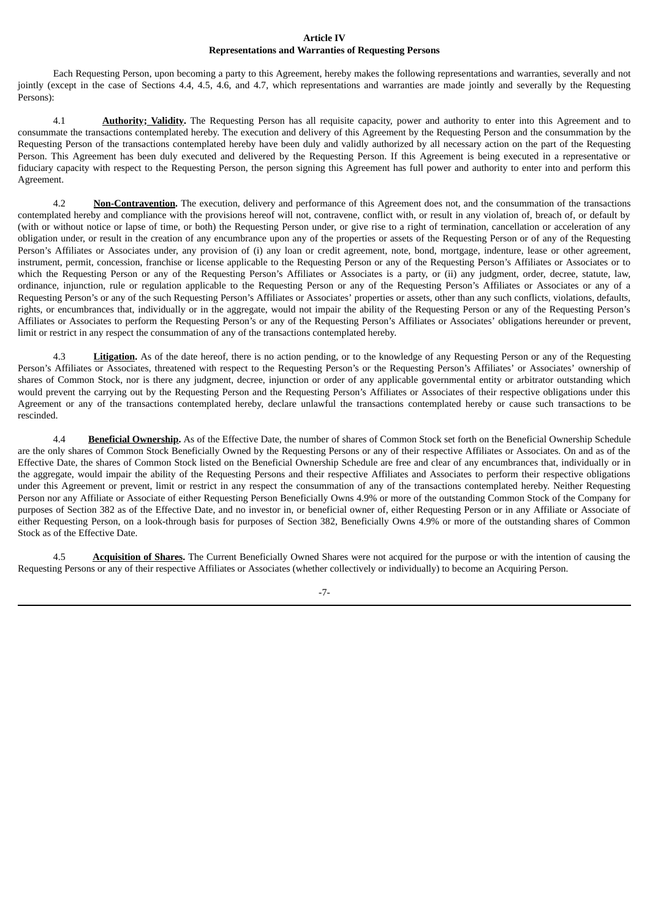## Article IV
## Representations and Warranties of Requesting Persons

Each Requesting Person, upon becoming a party to this Agreement, hereby makes the following representations and warranties, severally and not jointly (except in the case of Sections 4.4, 4.5, 4.6, and 4.7, which representations and warranties are made jointly and severally by the Requesting Persons):

4.1 **Authority; Validity.** The Requesting Person has all requisite capacity, power and authority to enter into this Agreement and to consummate the transactions contemplated hereby. The execution and delivery of this Agreement by the Requesting Person and the consummation by the Requesting Person of the transactions contemplated hereby have been duly and validly authorized by all necessary action on the part of the Requesting Person. This Agreement has been duly executed and delivered by the Requesting Person. If this Agreement is being executed in a representative or fiduciary capacity with respect to the Requesting Person, the person signing this Agreement has full power and authority to enter into and perform this Agreement.

4.2 **Non-Contravention.** The execution, delivery and performance of this Agreement does not, and the consummation of the transactions contemplated hereby and compliance with the provisions hereof will not, contravene, conflict with, or result in any violation of, breach of, or default by (with or without notice or lapse of time, or both) the Requesting Person under, or give rise to a right of termination, cancellation or acceleration of any obligation under, or result in the creation of any encumbrance upon any of the properties or assets of the Requesting Person or of any of the Requesting Person's Affiliates or Associates under, any provision of (i) any loan or credit agreement, note, bond, mortgage, indenture, lease or other agreement, instrument, permit, concession, franchise or license applicable to the Requesting Person or any of the Requesting Person's Affiliates or Associates or to which the Requesting Person or any of the Requesting Person's Affiliates or Associates is a party, or (ii) any judgment, order, decree, statute, law, ordinance, injunction, rule or regulation applicable to the Requesting Person or any of the Requesting Person's Affiliates or Associates or any of a Requesting Person's or any of the such Requesting Person's Affiliates or Associates' properties or assets, other than any such conflicts, violations, defaults, rights, or encumbrances that, individually or in the aggregate, would not impair the ability of the Requesting Person or any of the Requesting Person's Affiliates or Associates to perform the Requesting Person's or any of the Requesting Person's Affiliates or Associates' obligations hereunder or prevent, limit or restrict in any respect the consummation of any of the transactions contemplated hereby.

4.3 **Litigation.** As of the date hereof, there is no action pending, or to the knowledge of any Requesting Person or any of the Requesting Person's Affiliates or Associates, threatened with respect to the Requesting Person's or the Requesting Person's Affiliates' or Associates' ownership of shares of Common Stock, nor is there any judgment, decree, injunction or order of any applicable governmental entity or arbitrator outstanding which would prevent the carrying out by the Requesting Person and the Requesting Person's Affiliates or Associates of their respective obligations under this Agreement or any of the transactions contemplated hereby, declare unlawful the transactions contemplated hereby or cause such transactions to be rescinded.

4.4 **Beneficial Ownership.** As of the Effective Date, the number of shares of Common Stock set forth on the Beneficial Ownership Schedule are the only shares of Common Stock Beneficially Owned by the Requesting Persons or any of their respective Affiliates or Associates. On and as of the Effective Date, the shares of Common Stock listed on the Beneficial Ownership Schedule are free and clear of any encumbrances that, individually or in the aggregate, would impair the ability of the Requesting Persons and their respective Affiliates and Associates to perform their respective obligations under this Agreement or prevent, limit or restrict in any respect the consummation of any of the transactions contemplated hereby. Neither Requesting Person nor any Affiliate or Associate of either Requesting Person Beneficially Owns 4.9% or more of the outstanding Common Stock of the Company for purposes of Section 382 as of the Effective Date, and no investor in, or beneficial owner of, either Requesting Person or in any Affiliate or Associate of either Requesting Person, on a look-through basis for purposes of Section 382, Beneficially Owns 4.9% or more of the outstanding shares of Common Stock as of the Effective Date.

4.5 **Acquisition of Shares.** The Current Beneficially Owned Shares were not acquired for the purpose or with the intention of causing the Requesting Persons or any of their respective Affiliates or Associates (whether collectively or individually) to become an Acquiring Person.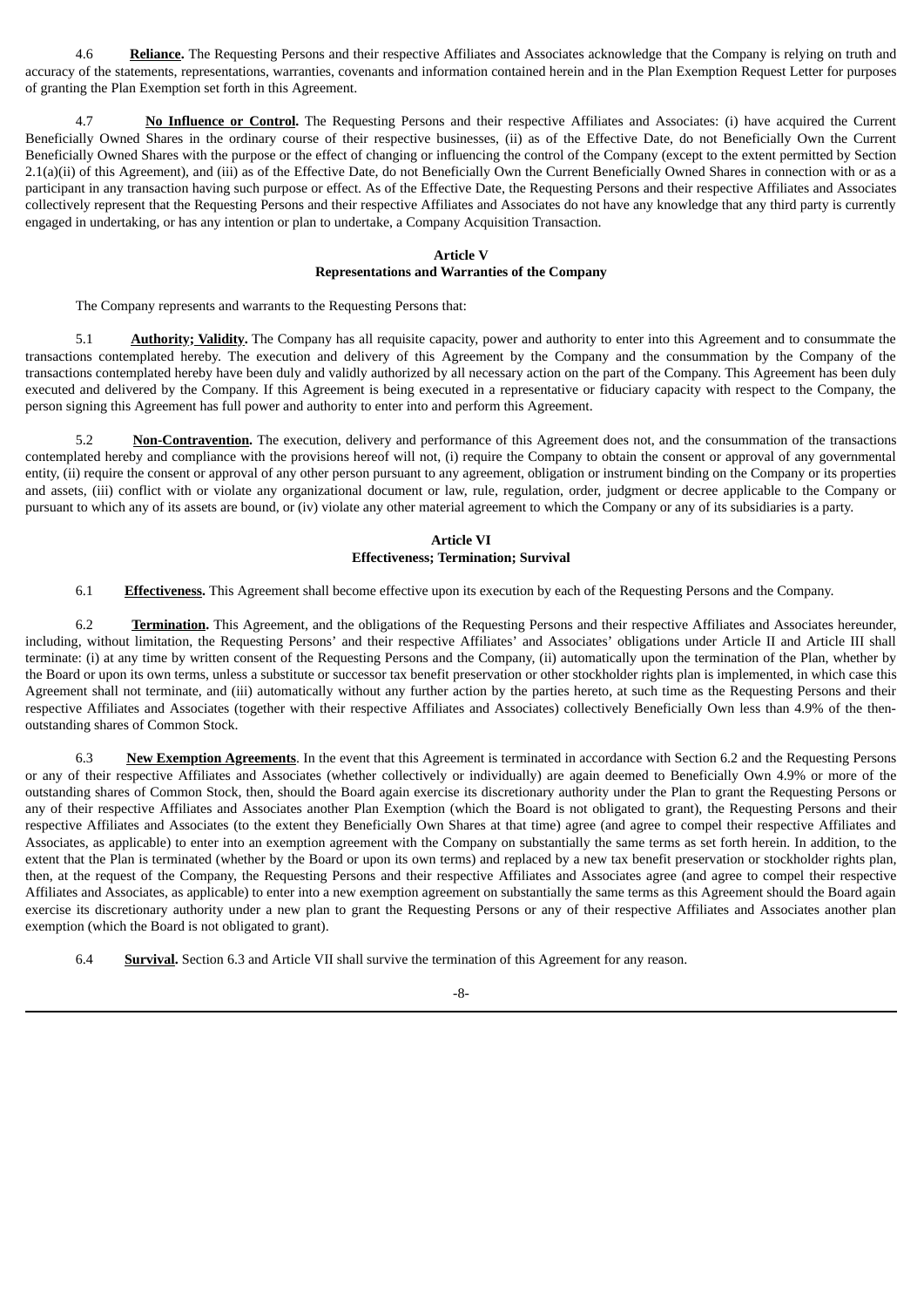4.6 **Reliance.** The Requesting Persons and their respective Affiliates and Associates acknowledge that the Company is relying on truth and accuracy of the statements, representations, warranties, covenants and information contained herein and in the Plan Exemption Request Letter for purposes of granting the Plan Exemption set forth in this Agreement.

4.7 **No Influence or Control.** The Requesting Persons and their respective Affiliates and Associates: (i) have acquired the Current Beneficially Owned Shares in the ordinary course of their respective businesses, (ii) as of the Effective Date, do not Beneficially Own the Current Beneficially Owned Shares with the purpose or the effect of changing or influencing the control of the Company (except to the extent permitted by Section 2.1(a)(ii) of this Agreement), and (iii) as of the Effective Date, do not Beneficially Own the Current Beneficially Owned Shares in connection with or as a participant in any transaction having such purpose or effect. As of the Effective Date, the Requesting Persons and their respective Affiliates and Associates collectively represent that the Requesting Persons and their respective Affiliates and Associates do not have any knowledge that any third party is currently engaged in undertaking, or has any intention or plan to undertake, a Company Acquisition Transaction.

## Article V
## Representations and Warranties of the Company

The Company represents and warrants to the Requesting Persons that:

5.1 **Authority; Validity.** The Company has all requisite capacity, power and authority to enter into this Agreement and to consummate the transactions contemplated hereby. The execution and delivery of this Agreement by the Company and the consummation by the Company of the transactions contemplated hereby have been duly and validly authorized by all necessary action on the part of the Company. This Agreement has been duly executed and delivered by the Company. If this Agreement is being executed in a representative or fiduciary capacity with respect to the Company, the person signing this Agreement has full power and authority to enter into and perform this Agreement.

5.2 **Non-Contravention.** The execution, delivery and performance of this Agreement does not, and the consummation of the transactions contemplated hereby and compliance with the provisions hereof will not, (i) require the Company to obtain the consent or approval of any governmental entity, (ii) require the consent or approval of any other person pursuant to any agreement, obligation or instrument binding on the Company or its properties and assets, (iii) conflict with or violate any organizational document or law, rule, regulation, order, judgment or decree applicable to the Company or pursuant to which any of its assets are bound, or (iv) violate any other material agreement to which the Company or any of its subsidiaries is a party.

## Article VI
## Effectiveness; Termination; Survival

6.1 **Effectiveness.** This Agreement shall become effective upon its execution by each of the Requesting Persons and the Company.

6.2 **Termination.** This Agreement, and the obligations of the Requesting Persons and their respective Affiliates and Associates hereunder, including, without limitation, the Requesting Persons' and their respective Affiliates' and Associates' obligations under Article II and Article III shall terminate: (i) at any time by written consent of the Requesting Persons and the Company, (ii) automatically upon the termination of the Plan, whether by the Board or upon its own terms, unless a substitute or successor tax benefit preservation or other stockholder rights plan is implemented, in which case this Agreement shall not terminate, and (iii) automatically without any further action by the parties hereto, at such time as the Requesting Persons and their respective Affiliates and Associates (together with their respective Affiliates and Associates) collectively Beneficially Own less than 4.9% of the then-outstanding shares of Common Stock.

6.3 **New Exemption Agreements**. In the event that this Agreement is terminated in accordance with Section 6.2 and the Requesting Persons or any of their respective Affiliates and Associates (whether collectively or individually) are again deemed to Beneficially Own 4.9% or more of the outstanding shares of Common Stock, then, should the Board again exercise its discretionary authority under the Plan to grant the Requesting Persons or any of their respective Affiliates and Associates another Plan Exemption (which the Board is not obligated to grant), the Requesting Persons and their respective Affiliates and Associates (to the extent they Beneficially Own Shares at that time) agree (and agree to compel their respective Affiliates and Associates, as applicable) to enter into an exemption agreement with the Company on substantially the same terms as set forth herein. In addition, to the extent that the Plan is terminated (whether by the Board or upon its own terms) and replaced by a new tax benefit preservation or stockholder rights plan, then, at the request of the Company, the Requesting Persons and their respective Affiliates and Associates agree (and agree to compel their respective Affiliates and Associates, as applicable) to enter into a new exemption agreement on substantially the same terms as this Agreement should the Board again exercise its discretionary authority under a new plan to grant the Requesting Persons or any of their respective Affiliates and Associates another plan exemption (which the Board is not obligated to grant).

6.4 **Survival.** Section 6.3 and Article VII shall survive the termination of this Agreement for any reason.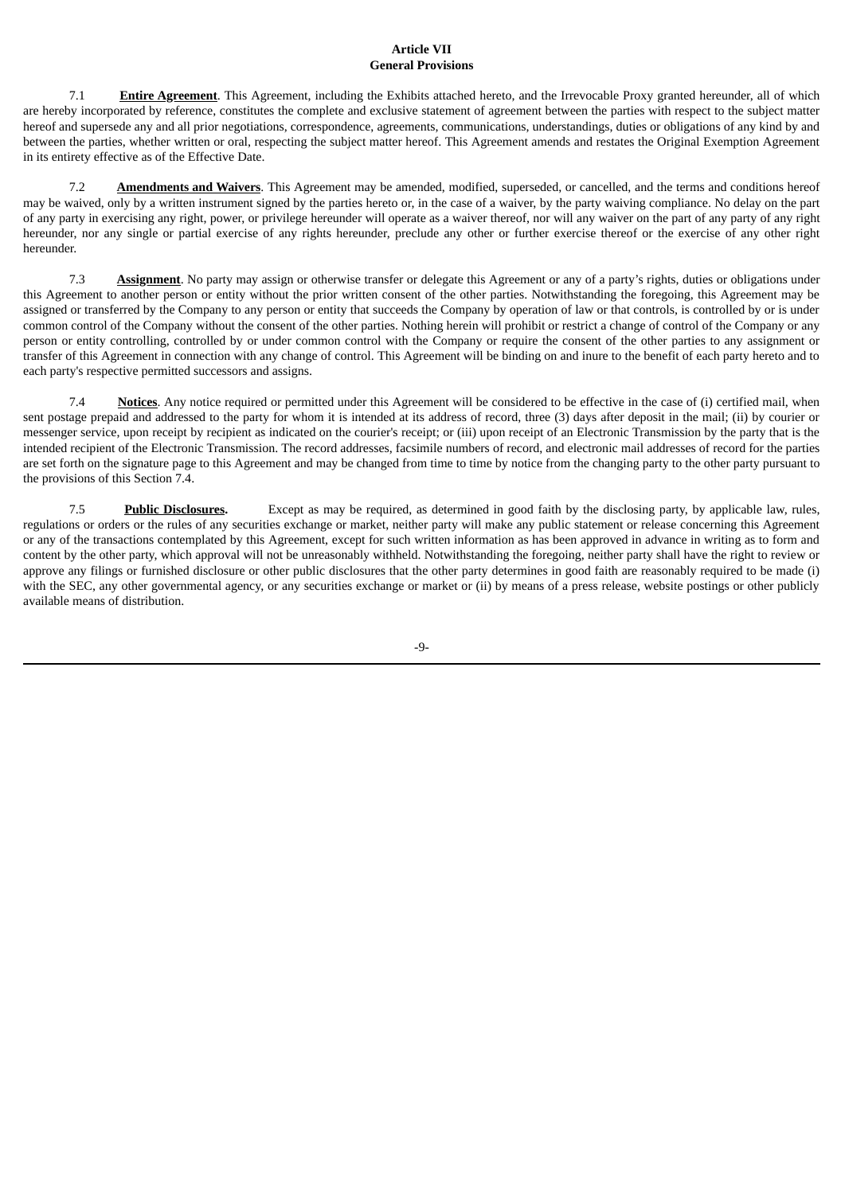## Article VII
## General Provisions

7.1 **Entire Agreement**. This Agreement, including the Exhibits attached hereto, and the Irrevocable Proxy granted hereunder, all of which are hereby incorporated by reference, constitutes the complete and exclusive statement of agreement between the parties with respect to the subject matter hereof and supersede any and all prior negotiations, correspondence, agreements, communications, understandings, duties or obligations of any kind by and between the parties, whether written or oral, respecting the subject matter hereof. This Agreement amends and restates the Original Exemption Agreement in its entirety effective as of the Effective Date.

7.2 **Amendments and Waivers**. This Agreement may be amended, modified, superseded, or cancelled, and the terms and conditions hereof may be waived, only by a written instrument signed by the parties hereto or, in the case of a waiver, by the party waiving compliance. No delay on the part of any party in exercising any right, power, or privilege hereunder will operate as a waiver thereof, nor will any waiver on the part of any party of any right hereunder, nor any single or partial exercise of any rights hereunder, preclude any other or further exercise thereof or the exercise of any other right hereunder.

7.3 **Assignment**. No party may assign or otherwise transfer or delegate this Agreement or any of a party's rights, duties or obligations under this Agreement to another person or entity without the prior written consent of the other parties. Notwithstanding the foregoing, this Agreement may be assigned or transferred by the Company to any person or entity that succeeds the Company by operation of law or that controls, is controlled by or is under common control of the Company without the consent of the other parties. Nothing herein will prohibit or restrict a change of control of the Company or any person or entity controlling, controlled by or under common control with the Company or require the consent of the other parties to any assignment or transfer of this Agreement in connection with any change of control. This Agreement will be binding on and inure to the benefit of each party hereto and to each party's respective permitted successors and assigns.

7.4 **Notices**. Any notice required or permitted under this Agreement will be considered to be effective in the case of (i) certified mail, when sent postage prepaid and addressed to the party for whom it is intended at its address of record, three (3) days after deposit in the mail; (ii) by courier or messenger service, upon receipt by recipient as indicated on the courier's receipt; or (iii) upon receipt of an Electronic Transmission by the party that is the intended recipient of the Electronic Transmission. The record addresses, facsimile numbers of record, and electronic mail addresses of record for the parties are set forth on the signature page to this Agreement and may be changed from time to time by notice from the changing party to the other party pursuant to the provisions of this Section 7.4.

7.5 **Public Disclosures.** Except as may be required, as determined in good faith by the disclosing party, by applicable law, rules, regulations or orders or the rules of any securities exchange or market, neither party will make any public statement or release concerning this Agreement or any of the transactions contemplated by this Agreement, except for such written information as has been approved in advance in writing as to form and content by the other party, which approval will not be unreasonably withheld. Notwithstanding the foregoing, neither party shall have the right to review or approve any filings or furnished disclosure or other public disclosures that the other party determines in good faith are reasonably required to be made (i) with the SEC, any other governmental agency, or any securities exchange or market or (ii) by means of a press release, website postings or other publicly available means of distribution.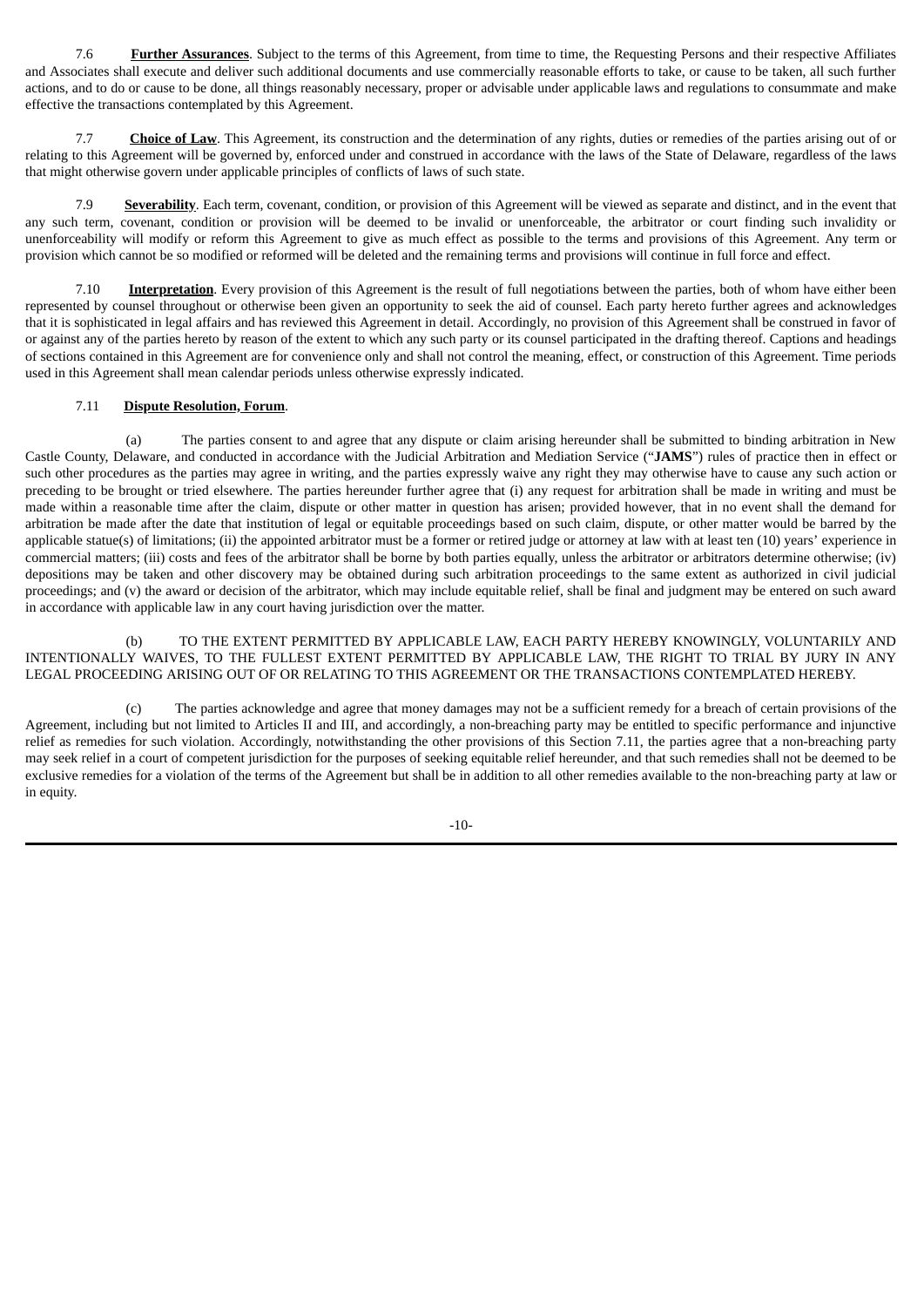7.6 **Further Assurances**. Subject to the terms of this Agreement, from time to time, the Requesting Persons and their respective Affiliates and Associates shall execute and deliver such additional documents and use commercially reasonable efforts to take, or cause to be taken, all such further actions, and to do or cause to be done, all things reasonably necessary, proper or advisable under applicable laws and regulations to consummate and make effective the transactions contemplated by this Agreement.

7.7 **Choice of Law**. This Agreement, its construction and the determination of any rights, duties or remedies of the parties arising out of or relating to this Agreement will be governed by, enforced under and construed in accordance with the laws of the State of Delaware, regardless of the laws that might otherwise govern under applicable principles of conflicts of laws of such state.

7.9 **Severability**. Each term, covenant, condition, or provision of this Agreement will be viewed as separate and distinct, and in the event that any such term, covenant, condition or provision will be deemed to be invalid or unenforceable, the arbitrator or court finding such invalidity or unenforceability will modify or reform this Agreement to give as much effect as possible to the terms and provisions of this Agreement. Any term or provision which cannot be so modified or reformed will be deleted and the remaining terms and provisions will continue in full force and effect.

7.10 **Interpretation**. Every provision of this Agreement is the result of full negotiations between the parties, both of whom have either been represented by counsel throughout or otherwise been given an opportunity to seek the aid of counsel. Each party hereto further agrees and acknowledges that it is sophisticated in legal affairs and has reviewed this Agreement in detail. Accordingly, no provision of this Agreement shall be construed in favor of or against any of the parties hereto by reason of the extent to which any such party or its counsel participated in the drafting thereof. Captions and headings of sections contained in this Agreement are for convenience only and shall not control the meaning, effect, or construction of this Agreement. Time periods used in this Agreement shall mean calendar periods unless otherwise expressly indicated.

7.11 **Dispute Resolution, Forum**.

(a) The parties consent to and agree that any dispute or claim arising hereunder shall be submitted to binding arbitration in New Castle County, Delaware, and conducted in accordance with the Judicial Arbitration and Mediation Service ("**JAMS**") rules of practice then in effect or such other procedures as the parties may agree in writing, and the parties expressly waive any right they may otherwise have to cause any such action or preceding to be brought or tried elsewhere. The parties hereunder further agree that (i) any request for arbitration shall be made in writing and must be made within a reasonable time after the claim, dispute or other matter in question has arisen; provided however, that in no event shall the demand for arbitration be made after the date that institution of legal or equitable proceedings based on such claim, dispute, or other matter would be barred by the applicable statue(s) of limitations; (ii) the appointed arbitrator must be a former or retired judge or attorney at law with at least ten (10) years' experience in commercial matters; (iii) costs and fees of the arbitrator shall be borne by both parties equally, unless the arbitrator or arbitrators determine otherwise; (iv) depositions may be taken and other discovery may be obtained during such arbitration proceedings to the same extent as authorized in civil judicial proceedings; and (v) the award or decision of the arbitrator, which may include equitable relief, shall be final and judgment may be entered on such award in accordance with applicable law in any court having jurisdiction over the matter.

(b) TO THE EXTENT PERMITTED BY APPLICABLE LAW, EACH PARTY HEREBY KNOWINGLY, VOLUNTARILY AND INTENTIONALLY WAIVES, TO THE FULLEST EXTENT PERMITTED BY APPLICABLE LAW, THE RIGHT TO TRIAL BY JURY IN ANY LEGAL PROCEEDING ARISING OUT OF OR RELATING TO THIS AGREEMENT OR THE TRANSACTIONS CONTEMPLATED HEREBY.

(c) The parties acknowledge and agree that money damages may not be a sufficient remedy for a breach of certain provisions of the Agreement, including but not limited to Articles II and III, and accordingly, a non-breaching party may be entitled to specific performance and injunctive relief as remedies for such violation. Accordingly, notwithstanding the other provisions of this Section 7.11, the parties agree that a non-breaching party may seek relief in a court of competent jurisdiction for the purposes of seeking equitable relief hereunder, and that such remedies shall not be deemed to be exclusive remedies for a violation of the terms of the Agreement but shall be in addition to all other remedies available to the non-breaching party at law or in equity.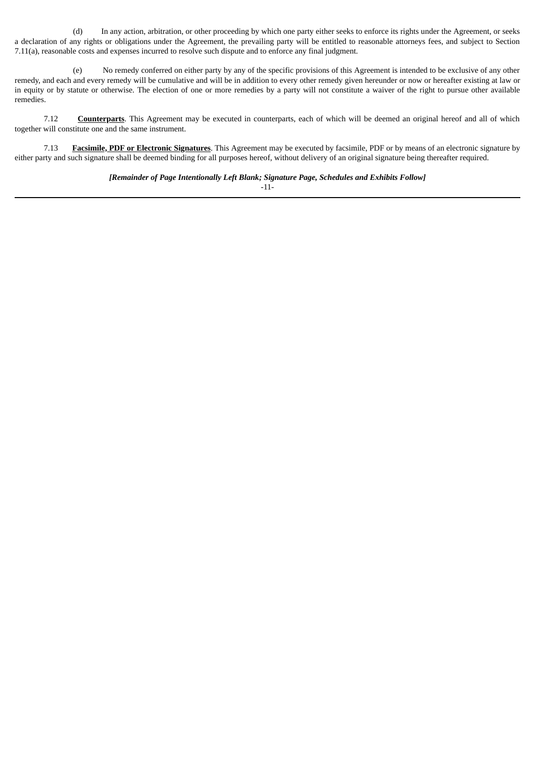(d) In any action, arbitration, or other proceeding by which one party either seeks to enforce its rights under the Agreement, or seeks a declaration of any rights or obligations under the Agreement, the prevailing party will be entitled to reasonable attorneys fees, and subject to Section 7.11(a), reasonable costs and expenses incurred to resolve such dispute and to enforce any final judgment.

(e) No remedy conferred on either party by any of the specific provisions of this Agreement is intended to be exclusive of any other remedy, and each and every remedy will be cumulative and will be in addition to every other remedy given hereunder or now or hereafter existing at law or in equity or by statute or otherwise. The election of one or more remedies by a party will not constitute a waiver of the right to pursue other available remedies.

7.12 **Counterparts**. This Agreement may be executed in counterparts, each of which will be deemed an original hereof and all of which together will constitute one and the same instrument.

7.13 **Facsimile, PDF or Electronic Signatures**. This Agreement may be executed by facsimile, PDF or by means of an electronic signature by either party and such signature shall be deemed binding for all purposes hereof, without delivery of an original signature being thereafter required.

***[Remainder of Page Intentionally Left Blank; Signature Page, Schedules and Exhibits Follow]***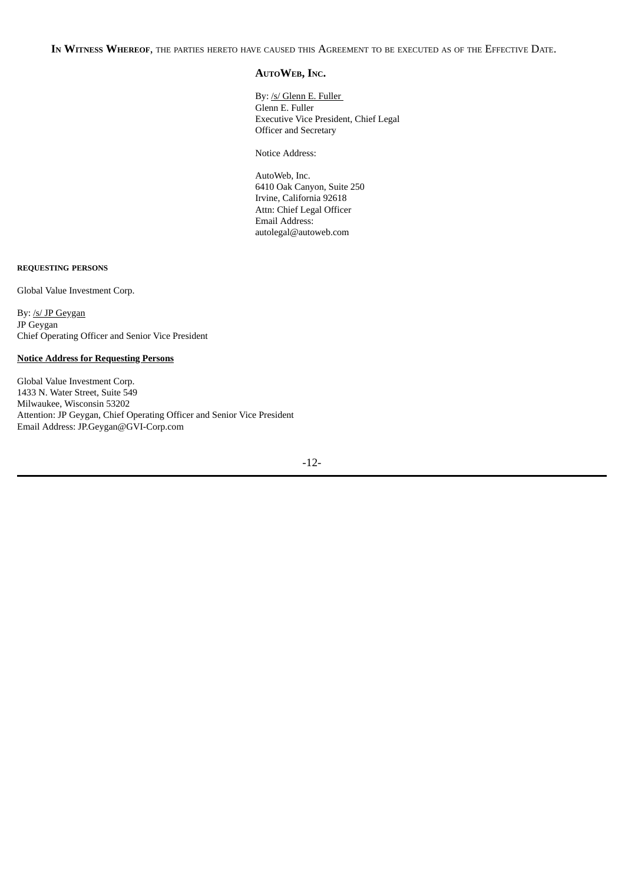**IN WITNESS WHEREOF**, THE PARTIES HERETO HAVE CAUSED THIS AGREEMENT TO BE EXECUTED AS OF THE EFFECTIVE DATE.

**AUTOWEB, INC.**

By: /s/ Glenn E. Fuller
Glenn E. Fuller
Executive Vice President, Chief Legal Officer and Secretary

Notice Address:

AutoWeb, Inc.
6410 Oak Canyon, Suite 250
Irvine, California 92618
Attn: Chief Legal Officer
Email Address:
autolegal@autoweb.com

**REQUESTING PERSONS**

Global Value Investment Corp.

By: /s/ JP Geygan
JP Geygan
Chief Operating Officer and Senior Vice President

**Notice Address for Requesting Persons**

Global Value Investment Corp.
1433 N. Water Street, Suite 549
Milwaukee, Wisconsin 53202
Attention: JP Geygan, Chief Operating Officer and Senior Vice President
Email Address: JP.Geygan@GVI-Corp.com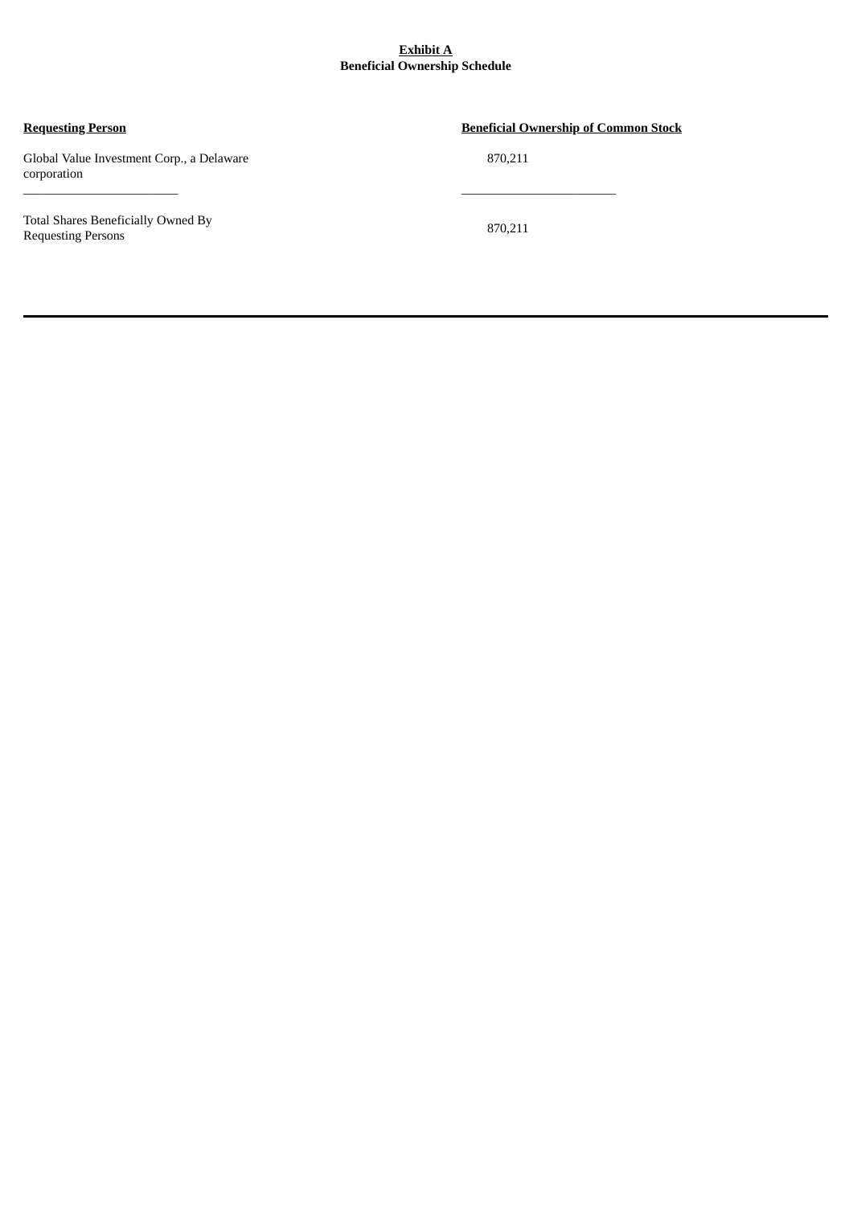**Exhibit A**
**Beneficial Ownership Schedule**

| Requesting Person | Beneficial Ownership of Common Stock |
|---|---|
| Global Value Investment Corp., a Delaware corporation | 870,211 |
| Total Shares Beneficially Owned By Requesting Persons | 870,211 |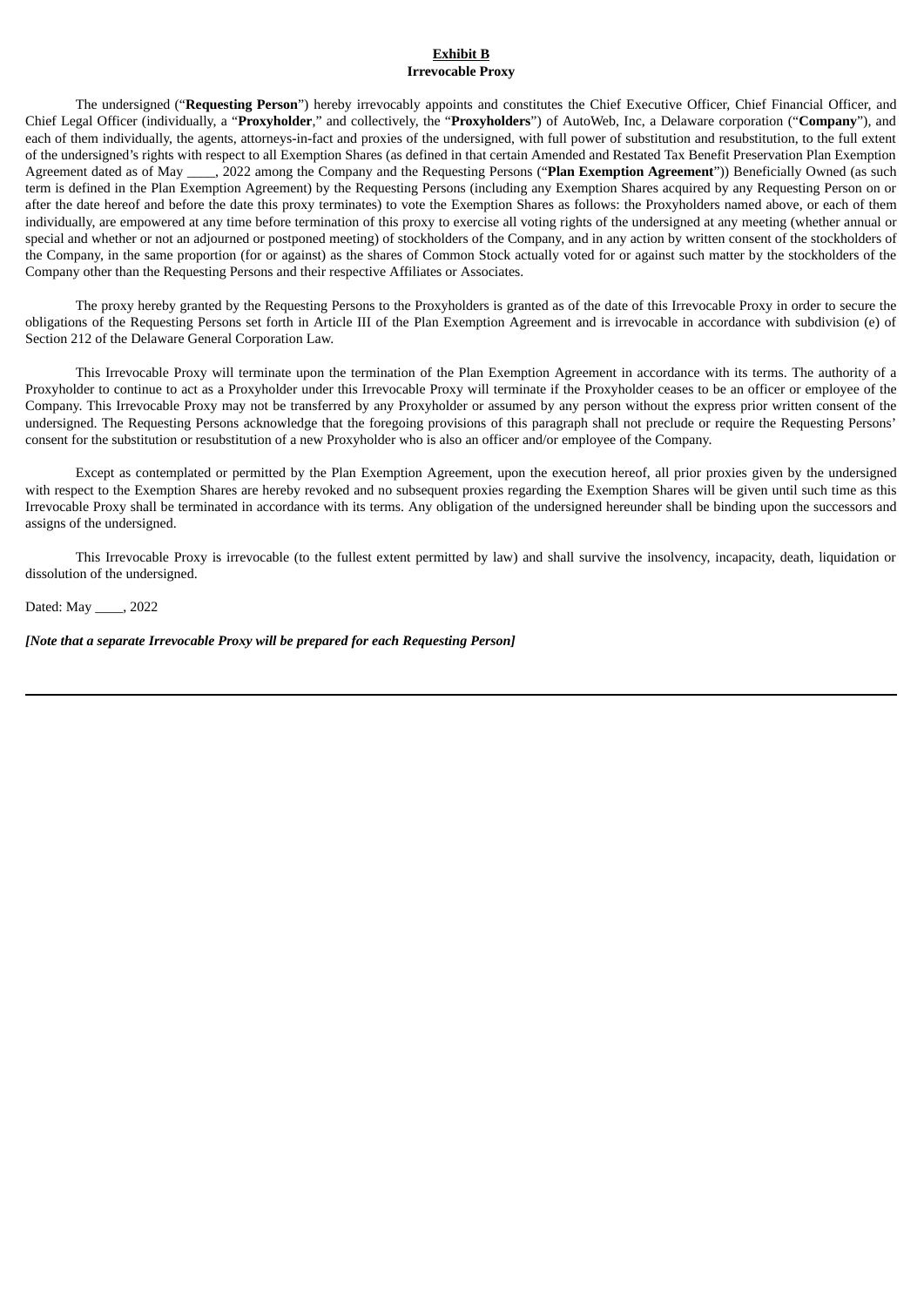**Exhibit B**

**Irrevocable Proxy**

The undersigned ("**Requesting Person**") hereby irrevocably appoints and constitutes the Chief Executive Officer, Chief Financial Officer, and Chief Legal Officer (individually, a "**Proxyholder**," and collectively, the "**Proxyholders**") of AutoWeb, Inc, a Delaware corporation ("**Company**"), and each of them individually, the agents, attorneys-in-fact and proxies of the undersigned, with full power of substitution and resubstitution, to the full extent of the undersigned's rights with respect to all Exemption Shares (as defined in that certain Amended and Restated Tax Benefit Preservation Plan Exemption Agreement dated as of May ____, 2022 among the Company and the Requesting Persons ("**Plan Exemption Agreement**")) Beneficially Owned (as such term is defined in the Plan Exemption Agreement) by the Requesting Persons (including any Exemption Shares acquired by any Requesting Person on or after the date hereof and before the date this proxy terminates) to vote the Exemption Shares as follows: the Proxyholders named above, or each of them individually, are empowered at any time before termination of this proxy to exercise all voting rights of the undersigned at any meeting (whether annual or special and whether or not an adjourned or postponed meeting) of stockholders of the Company, and in any action by written consent of the stockholders of the Company, in the same proportion (for or against) as the shares of Common Stock actually voted for or against such matter by the stockholders of the Company other than the Requesting Persons and their respective Affiliates or Associates.

The proxy hereby granted by the Requesting Persons to the Proxyholders is granted as of the date of this Irrevocable Proxy in order to secure the obligations of the Requesting Persons set forth in Article III of the Plan Exemption Agreement and is irrevocable in accordance with subdivision (e) of Section 212 of the Delaware General Corporation Law.

This Irrevocable Proxy will terminate upon the termination of the Plan Exemption Agreement in accordance with its terms. The authority of a Proxyholder to continue to act as a Proxyholder under this Irrevocable Proxy will terminate if the Proxyholder ceases to be an officer or employee of the Company. This Irrevocable Proxy may not be transferred by any Proxyholder or assumed by any person without the express prior written consent of the undersigned. The Requesting Persons acknowledge that the foregoing provisions of this paragraph shall not preclude or require the Requesting Persons' consent for the substitution or resubstitution of a new Proxyholder who is also an officer and/or employee of the Company.

Except as contemplated or permitted by the Plan Exemption Agreement, upon the execution hereof, all prior proxies given by the undersigned with respect to the Exemption Shares are hereby revoked and no subsequent proxies regarding the Exemption Shares will be given until such time as this Irrevocable Proxy shall be terminated in accordance with its terms. Any obligation of the undersigned hereunder shall be binding upon the successors and assigns of the undersigned.

This Irrevocable Proxy is irrevocable (to the fullest extent permitted by law) and shall survive the insolvency, incapacity, death, liquidation or dissolution of the undersigned.

Dated: May ____, 2022

***[Note that a separate Irrevocable Proxy will be prepared for each Requesting Person]***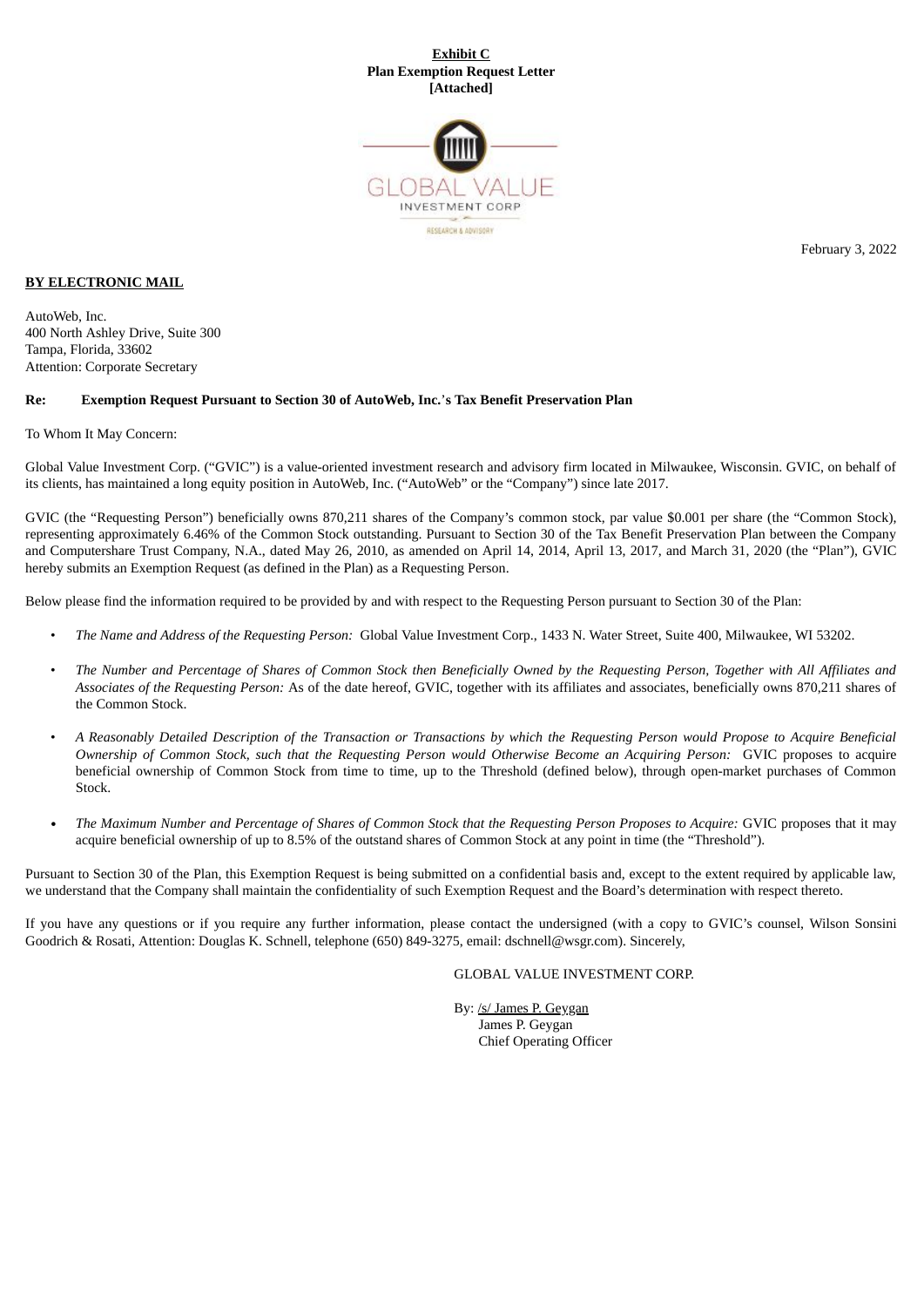**Exhibit C**
**Plan Exemption Request Letter**
**[Attached]**

GLOBAL VALUE
INVESTMENT CORP
RESEARCH & ADVISORY

February 3, 2022

**BY ELECTRONIC MAIL**

AutoWeb, Inc.
400 North Ashley Drive, Suite 300
Tampa, Florida, 33602
Attention: Corporate Secretary

**Re: Exemption Request Pursuant to Section 30 of AutoWeb, Inc.'s Tax Benefit Preservation Plan**

To Whom It May Concern:

Global Value Investment Corp. ("GVIC") is a value-oriented investment research and advisory firm located in Milwaukee, Wisconsin. GVIC, on behalf of its clients, has maintained a long equity position in AutoWeb, Inc. ("AutoWeb" or the "Company") since late 2017.

GVIC (the "Requesting Person") beneficially owns 870,211 shares of the Company's common stock, par value $0.001 per share (the "Common Stock), representing approximately 6.46% of the Common Stock outstanding. Pursuant to Section 30 of the Tax Benefit Preservation Plan between the Company and Computershare Trust Company, N.A., dated May 26, 2010, as amended on April 14, 2014, April 13, 2017, and March 31, 2020 (the "Plan"), GVIC hereby submits an Exemption Request (as defined in the Plan) as a Requesting Person.

Below please find the information required to be provided by and with respect to the Requesting Person pursuant to Section 30 of the Plan:

- *The Name and Address of the Requesting Person:* Global Value Investment Corp., 1433 N. Water Street, Suite 400, Milwaukee, WI 53202.
- *The Number and Percentage of Shares of Common Stock then Beneficially Owned by the Requesting Person, Together with All Affiliates and Associates of the Requesting Person:* As of the date hereof, GVIC, together with its affiliates and associates, beneficially owns 870,211 shares of the Common Stock.
- *A Reasonably Detailed Description of the Transaction or Transactions by which the Requesting Person would Propose to Acquire Beneficial Ownership of Common Stock, such that the Requesting Person would Otherwise Become an Acquiring Person:* GVIC proposes to acquire beneficial ownership of Common Stock from time to time, up to the Threshold (defined below), through open-market purchases of Common Stock.
- *The Maximum Number and Percentage of Shares of Common Stock that the Requesting Person Proposes to Acquire:* GVIC proposes that it may acquire beneficial ownership of up to 8.5% of the outstand shares of Common Stock at any point in time (the "Threshold").

Pursuant to Section 30 of the Plan, this Exemption Request is being submitted on a confidential basis and, except to the extent required by applicable law, we understand that the Company shall maintain the confidentiality of such Exemption Request and the Board's determination with respect thereto.

If you have any questions or if you require any further information, please contact the undersigned (with a copy to GVIC's counsel, Wilson Sonsini Goodrich & Rosati, Attention: Douglas K. Schnell, telephone (650) 849-3275, email: dschnell@wsgr.com). Sincerely,

GLOBAL VALUE INVESTMENT CORP.

By: /s/ James P. Geygan
James P. Geygan
Chief Operating Officer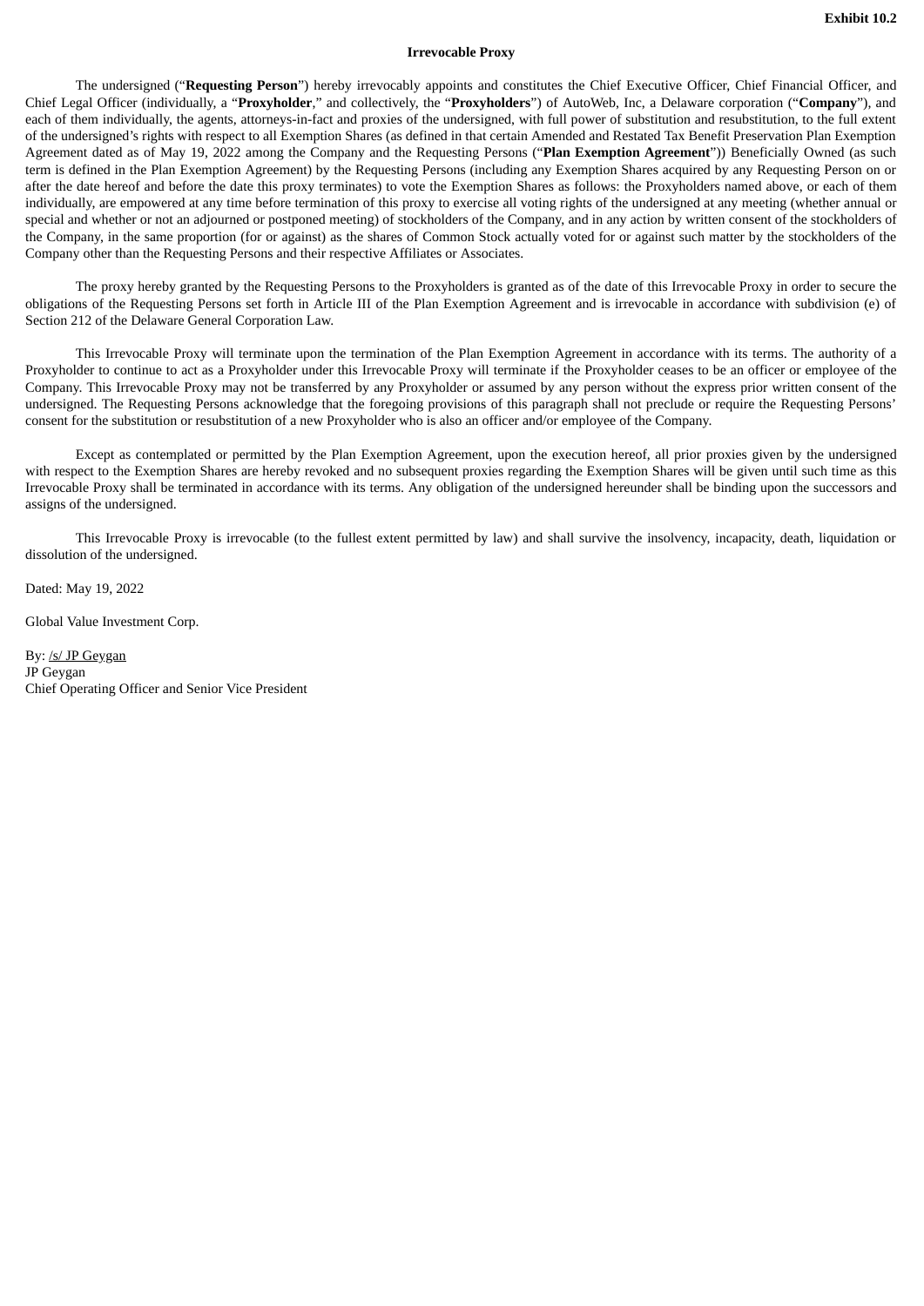**Exhibit 10.2**

**Irrevocable Proxy**

The undersigned ("**Requesting Person**") hereby irrevocably appoints and constitutes the Chief Executive Officer, Chief Financial Officer, and Chief Legal Officer (individually, a "**Proxyholder**," and collectively, the "**Proxyholders**") of AutoWeb, Inc, a Delaware corporation ("**Company**"), and each of them individually, the agents, attorneys-in-fact and proxies of the undersigned, with full power of substitution and resubstitution, to the full extent of the undersigned's rights with respect to all Exemption Shares (as defined in that certain Amended and Restated Tax Benefit Preservation Plan Exemption Agreement dated as of May 19, 2022 among the Company and the Requesting Persons ("**Plan Exemption Agreement**")) Beneficially Owned (as such term is defined in the Plan Exemption Agreement) by the Requesting Persons (including any Exemption Shares acquired by any Requesting Person on or after the date hereof and before the date this proxy terminates) to vote the Exemption Shares as follows: the Proxyholders named above, or each of them individually, are empowered at any time before termination of this proxy to exercise all voting rights of the undersigned at any meeting (whether annual or special and whether or not an adjourned or postponed meeting) of stockholders of the Company, and in any action by written consent of the stockholders of the Company, in the same proportion (for or against) as the shares of Common Stock actually voted for or against such matter by the stockholders of the Company other than the Requesting Persons and their respective Affiliates or Associates.

The proxy hereby granted by the Requesting Persons to the Proxyholders is granted as of the date of this Irrevocable Proxy in order to secure the obligations of the Requesting Persons set forth in Article III of the Plan Exemption Agreement and is irrevocable in accordance with subdivision (e) of Section 212 of the Delaware General Corporation Law.

This Irrevocable Proxy will terminate upon the termination of the Plan Exemption Agreement in accordance with its terms. The authority of a Proxyholder to continue to act as a Proxyholder under this Irrevocable Proxy will terminate if the Proxyholder ceases to be an officer or employee of the Company. This Irrevocable Proxy may not be transferred by any Proxyholder or assumed by any person without the express prior written consent of the undersigned. The Requesting Persons acknowledge that the foregoing provisions of this paragraph shall not preclude or require the Requesting Persons' consent for the substitution or resubstitution of a new Proxyholder who is also an officer and/or employee of the Company.

Except as contemplated or permitted by the Plan Exemption Agreement, upon the execution hereof, all prior proxies given by the undersigned with respect to the Exemption Shares are hereby revoked and no subsequent proxies regarding the Exemption Shares will be given until such time as this Irrevocable Proxy shall be terminated in accordance with its terms. Any obligation of the undersigned hereunder shall be binding upon the successors and assigns of the undersigned.

This Irrevocable Proxy is irrevocable (to the fullest extent permitted by law) and shall survive the insolvency, incapacity, death, liquidation or dissolution of the undersigned.

Dated: May 19, 2022

Global Value Investment Corp.

By: /s/ JP Geygan
JP Geygan
Chief Operating Officer and Senior Vice President